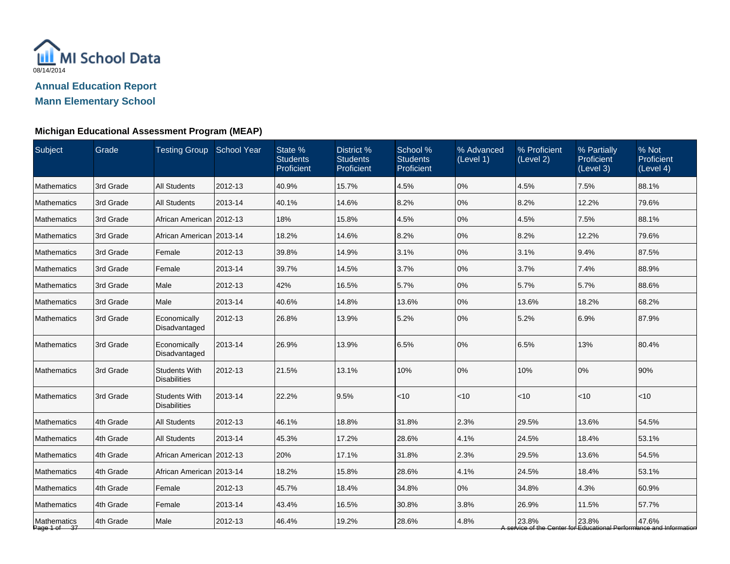MI School Data

08/14/2014

## Annual Education Report

## Mann Elementary School

### Michigan Educational Assessment Program (MEAP)

| Subject | Grade | Testing Group | School Year | State % Students Proficient | District % Students Proficient | School % Students Proficient | % Advanced (Level 1) | % Proficient (Level 2) | % Partially Proficient (Level 3) | % Not Proficient (Level 4) |
|---|---|---|---|---|---|---|---|---|---|---|
| Mathematics | 3rd Grade | All Students | 2012-13 | 40.9% | 15.7% | 4.5% | 0% | 4.5% | 7.5% | 88.1% |
| Mathematics | 3rd Grade | All Students | 2013-14 | 40.1% | 14.6% | 8.2% | 0% | 8.2% | 12.2% | 79.6% |
| Mathematics | 3rd Grade | African American | 2012-13 | 18% | 15.8% | 4.5% | 0% | 4.5% | 7.5% | 88.1% |
| Mathematics | 3rd Grade | African American | 2013-14 | 18.2% | 14.6% | 8.2% | 0% | 8.2% | 12.2% | 79.6% |
| Mathematics | 3rd Grade | Female | 2012-13 | 39.8% | 14.9% | 3.1% | 0% | 3.1% | 9.4% | 87.5% |
| Mathematics | 3rd Grade | Female | 2013-14 | 39.7% | 14.5% | 3.7% | 0% | 3.7% | 7.4% | 88.9% |
| Mathematics | 3rd Grade | Male | 2012-13 | 42% | 16.5% | 5.7% | 0% | 5.7% | 5.7% | 88.6% |
| Mathematics | 3rd Grade | Male | 2013-14 | 40.6% | 14.8% | 13.6% | 0% | 13.6% | 18.2% | 68.2% |
| Mathematics | 3rd Grade | Economically Disadvantaged | 2012-13 | 26.8% | 13.9% | 5.2% | 0% | 5.2% | 6.9% | 87.9% |
| Mathematics | 3rd Grade | Economically Disadvantaged | 2013-14 | 26.9% | 13.9% | 6.5% | 0% | 6.5% | 13% | 80.4% |
| Mathematics | 3rd Grade | Students With Disabilities | 2012-13 | 21.5% | 13.1% | 10% | 0% | 10% | 0% | 90% |
| Mathematics | 3rd Grade | Students With Disabilities | 2013-14 | 22.2% | 9.5% | <10 | <10 | <10 | <10 | <10 |
| Mathematics | 4th Grade | All Students | 2012-13 | 46.1% | 18.8% | 31.8% | 2.3% | 29.5% | 13.6% | 54.5% |
| Mathematics | 4th Grade | All Students | 2013-14 | 45.3% | 17.2% | 28.6% | 4.1% | 24.5% | 18.4% | 53.1% |
| Mathematics | 4th Grade | African American | 2012-13 | 20% | 17.1% | 31.8% | 2.3% | 29.5% | 13.6% | 54.5% |
| Mathematics | 4th Grade | African American | 2013-14 | 18.2% | 15.8% | 28.6% | 4.1% | 24.5% | 18.4% | 53.1% |
| Mathematics | 4th Grade | Female | 2012-13 | 45.7% | 18.4% | 34.8% | 0% | 34.8% | 4.3% | 60.9% |
| Mathematics | 4th Grade | Female | 2013-14 | 43.4% | 16.5% | 30.8% | 3.8% | 26.9% | 11.5% | 57.7% |
| Mathematics | 4th Grade | Male | 2012-13 | 46.4% | 19.2% | 28.6% | 4.8% | 23.8% | 23.8% | 47.6% |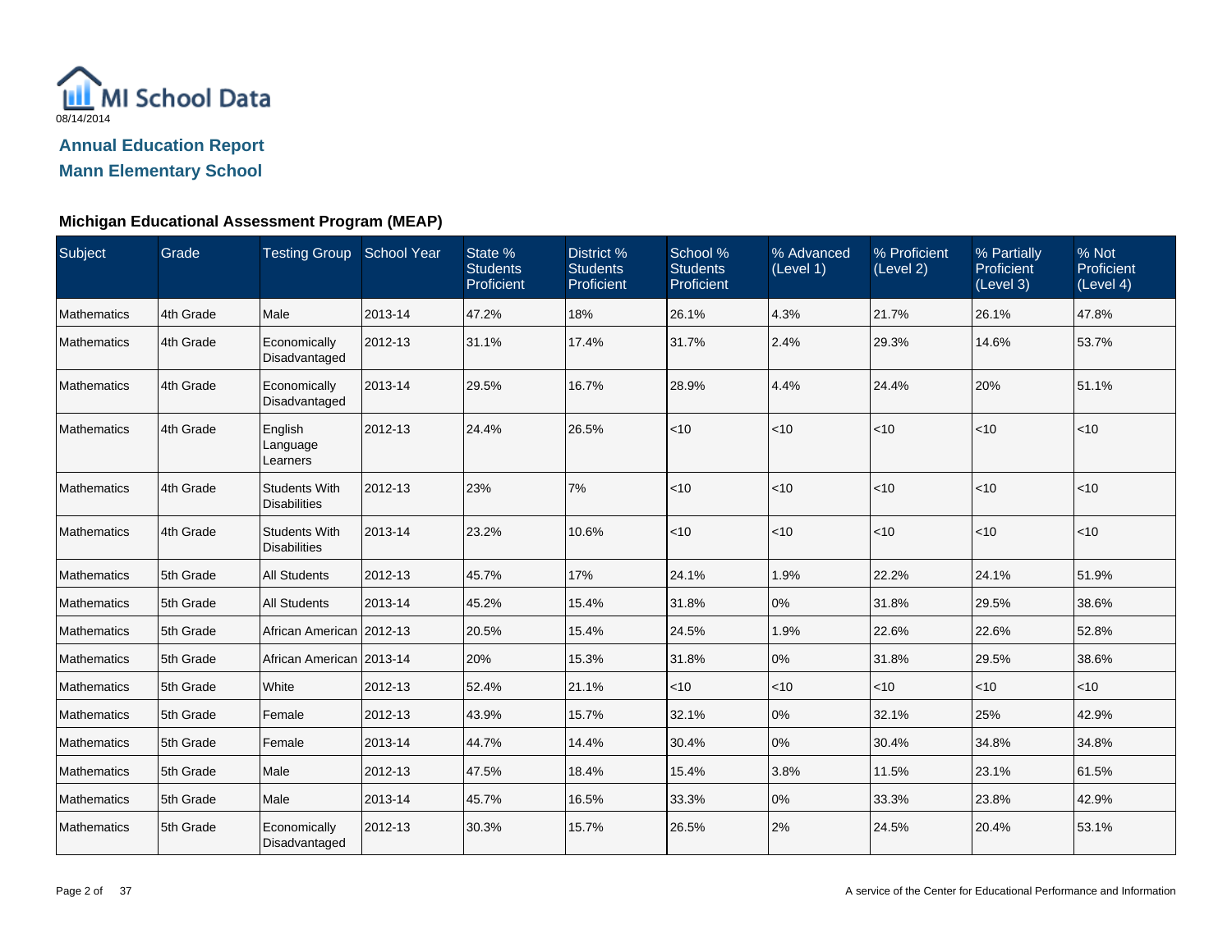MI School Data

08/14/2014

## Annual Education Report

## Mann Elementary School

### Michigan Educational Assessment Program (MEAP)

| Subject | Grade | Testing Group | School Year | State % Students Proficient | District % Students Proficient | School % Students Proficient | % Advanced (Level 1) | % Proficient (Level 2) | % Partially Proficient (Level 3) | % Not Proficient (Level 4) |
|---|---|---|---|---|---|---|---|---|---|---|
| Mathematics | 4th Grade | Male | 2013-14 | 47.2% | 18% | 26.1% | 4.3% | 21.7% | 26.1% | 47.8% |
| Mathematics | 4th Grade | Economically Disadvantaged | 2012-13 | 31.1% | 17.4% | 31.7% | 2.4% | 29.3% | 14.6% | 53.7% |
| Mathematics | 4th Grade | Economically Disadvantaged | 2013-14 | 29.5% | 16.7% | 28.9% | 4.4% | 24.4% | 20% | 51.1% |
| Mathematics | 4th Grade | English Language Learners | 2012-13 | 24.4% | 26.5% | <10 | <10 | <10 | <10 | <10 |
| Mathematics | 4th Grade | Students With Disabilities | 2012-13 | 23% | 7% | <10 | <10 | <10 | <10 | <10 |
| Mathematics | 4th Grade | Students With Disabilities | 2013-14 | 23.2% | 10.6% | <10 | <10 | <10 | <10 | <10 |
| Mathematics | 5th Grade | All Students | 2012-13 | 45.7% | 17% | 24.1% | 1.9% | 22.2% | 24.1% | 51.9% |
| Mathematics | 5th Grade | All Students | 2013-14 | 45.2% | 15.4% | 31.8% | 0% | 31.8% | 29.5% | 38.6% |
| Mathematics | 5th Grade | African American | 2012-13 | 20.5% | 15.4% | 24.5% | 1.9% | 22.6% | 22.6% | 52.8% |
| Mathematics | 5th Grade | African American | 2013-14 | 20% | 15.3% | 31.8% | 0% | 31.8% | 29.5% | 38.6% |
| Mathematics | 5th Grade | White | 2012-13 | 52.4% | 21.1% | <10 | <10 | <10 | <10 | <10 |
| Mathematics | 5th Grade | Female | 2012-13 | 43.9% | 15.7% | 32.1% | 0% | 32.1% | 25% | 42.9% |
| Mathematics | 5th Grade | Female | 2013-14 | 44.7% | 14.4% | 30.4% | 0% | 30.4% | 34.8% | 34.8% |
| Mathematics | 5th Grade | Male | 2012-13 | 47.5% | 18.4% | 15.4% | 3.8% | 11.5% | 23.1% | 61.5% |
| Mathematics | 5th Grade | Male | 2013-14 | 45.7% | 16.5% | 33.3% | 0% | 33.3% | 23.8% | 42.9% |
| Mathematics | 5th Grade | Economically Disadvantaged | 2012-13 | 30.3% | 15.7% | 26.5% | 2% | 24.5% | 20.4% | 53.1% |

A service of the Center for Educational Performance and Information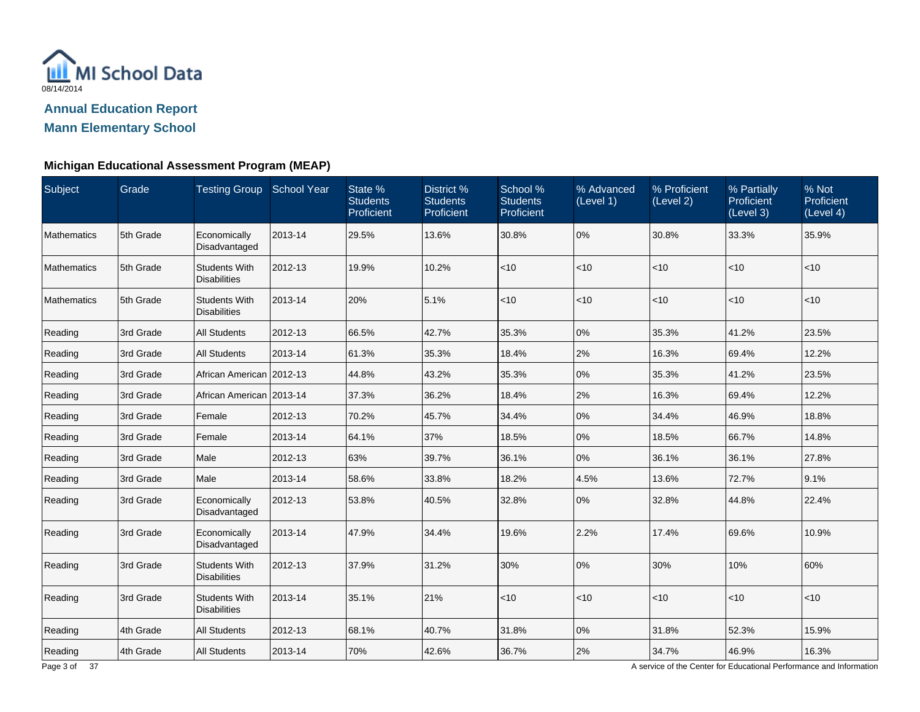MI School Data

08/14/2014

## Annual Education Report

## Mann Elementary School

### Michigan Educational Assessment Program (MEAP)

| Subject | Grade | Testing Group | School Year | State % Students Proficient | District % Students Proficient | School % Students Proficient | % Advanced (Level 1) | % Proficient (Level 2) | % Partially Proficient (Level 3) | % Not Proficient (Level 4) |
|---|---|---|---|---|---|---|---|---|---|---|
| Mathematics | 5th Grade | Economically Disadvantaged | 2013-14 | 29.5% | 13.6% | 30.8% | 0% | 30.8% | 33.3% | 35.9% |
| Mathematics | 5th Grade | Students With Disabilities | 2012-13 | 19.9% | 10.2% | <10 | <10 | <10 | <10 | <10 |
| Mathematics | 5th Grade | Students With Disabilities | 2013-14 | 20% | 5.1% | <10 | <10 | <10 | <10 | <10 |
| Reading | 3rd Grade | All Students | 2012-13 | 66.5% | 42.7% | 35.3% | 0% | 35.3% | 41.2% | 23.5% |
| Reading | 3rd Grade | All Students | 2013-14 | 61.3% | 35.3% | 18.4% | 2% | 16.3% | 69.4% | 12.2% |
| Reading | 3rd Grade | African American | 2012-13 | 44.8% | 43.2% | 35.3% | 0% | 35.3% | 41.2% | 23.5% |
| Reading | 3rd Grade | African American | 2013-14 | 37.3% | 36.2% | 18.4% | 2% | 16.3% | 69.4% | 12.2% |
| Reading | 3rd Grade | Female | 2012-13 | 70.2% | 45.7% | 34.4% | 0% | 34.4% | 46.9% | 18.8% |
| Reading | 3rd Grade | Female | 2013-14 | 64.1% | 37% | 18.5% | 0% | 18.5% | 66.7% | 14.8% |
| Reading | 3rd Grade | Male | 2012-13 | 63% | 39.7% | 36.1% | 0% | 36.1% | 36.1% | 27.8% |
| Reading | 3rd Grade | Male | 2013-14 | 58.6% | 33.8% | 18.2% | 4.5% | 13.6% | 72.7% | 9.1% |
| Reading | 3rd Grade | Economically Disadvantaged | 2012-13 | 53.8% | 40.5% | 32.8% | 0% | 32.8% | 44.8% | 22.4% |
| Reading | 3rd Grade | Economically Disadvantaged | 2013-14 | 47.9% | 34.4% | 19.6% | 2.2% | 17.4% | 69.6% | 10.9% |
| Reading | 3rd Grade | Students With Disabilities | 2012-13 | 37.9% | 31.2% | 30% | 0% | 30% | 10% | 60% |
| Reading | 3rd Grade | Students With Disabilities | 2013-14 | 35.1% | 21% | <10 | <10 | <10 | <10 | <10 |
| Reading | 4th Grade | All Students | 2012-13 | 68.1% | 40.7% | 31.8% | 0% | 31.8% | 52.3% | 15.9% |
| Reading | 4th Grade | All Students | 2013-14 | 70% | 42.6% | 36.7% | 2% | 34.7% | 46.9% | 16.3% |

A service of the Center for Educational Performance and Information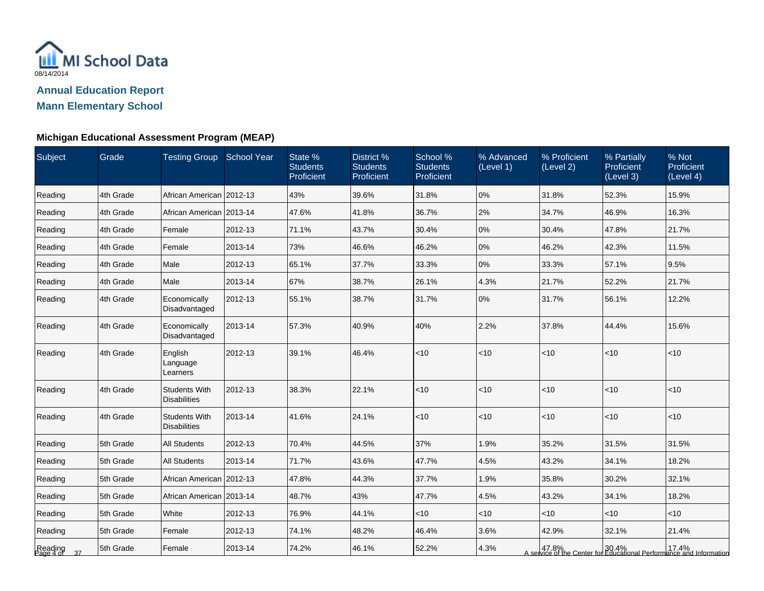MI School Data

08/14/2014

## Annual Education Report

## Mann Elementary School

### Michigan Educational Assessment Program (MEAP)

| Subject | Grade | Testing Group | School Year | State % Students Proficient | District % Students Proficient | School % Students Proficient | % Advanced (Level 1) | % Proficient (Level 2) | % Partially Proficient (Level 3) | % Not Proficient (Level 4) |
|---|---|---|---|---|---|---|---|---|---|---|
| Reading | 4th Grade | African American | 2012-13 | 43% | 39.6% | 31.8% | 0% | 31.8% | 52.3% | 15.9% |
| Reading | 4th Grade | African American | 2013-14 | 47.6% | 41.8% | 36.7% | 2% | 34.7% | 46.9% | 16.3% |
| Reading | 4th Grade | Female | 2012-13 | 71.1% | 43.7% | 30.4% | 0% | 30.4% | 47.8% | 21.7% |
| Reading | 4th Grade | Female | 2013-14 | 73% | 46.6% | 46.2% | 0% | 46.2% | 42.3% | 11.5% |
| Reading | 4th Grade | Male | 2012-13 | 65.1% | 37.7% | 33.3% | 0% | 33.3% | 57.1% | 9.5% |
| Reading | 4th Grade | Male | 2013-14 | 67% | 38.7% | 26.1% | 4.3% | 21.7% | 52.2% | 21.7% |
| Reading | 4th Grade | Economically Disadvantaged | 2012-13 | 55.1% | 38.7% | 31.7% | 0% | 31.7% | 56.1% | 12.2% |
| Reading | 4th Grade | Economically Disadvantaged | 2013-14 | 57.3% | 40.9% | 40% | 2.2% | 37.8% | 44.4% | 15.6% |
| Reading | 4th Grade | English Language Learners | 2012-13 | 39.1% | 46.4% | <10 | <10 | <10 | <10 | <10 |
| Reading | 4th Grade | Students With Disabilities | 2012-13 | 38.3% | 22.1% | <10 | <10 | <10 | <10 | <10 |
| Reading | 4th Grade | Students With Disabilities | 2013-14 | 41.6% | 24.1% | <10 | <10 | <10 | <10 | <10 |
| Reading | 5th Grade | All Students | 2012-13 | 70.4% | 44.5% | 37% | 1.9% | 35.2% | 31.5% | 31.5% |
| Reading | 5th Grade | All Students | 2013-14 | 71.7% | 43.6% | 47.7% | 4.5% | 43.2% | 34.1% | 18.2% |
| Reading | 5th Grade | African American | 2012-13 | 47.8% | 44.3% | 37.7% | 1.9% | 35.8% | 30.2% | 32.1% |
| Reading | 5th Grade | African American | 2013-14 | 48.7% | 43% | 47.7% | 4.5% | 43.2% | 34.1% | 18.2% |
| Reading | 5th Grade | White | 2012-13 | 76.9% | 44.1% | <10 | <10 | <10 | <10 | <10 |
| Reading | 5th Grade | Female | 2012-13 | 74.1% | 48.2% | 46.4% | 3.6% | 42.9% | 32.1% | 21.4% |
| Reading | 5th Grade | Female | 2013-14 | 74.2% | 46.1% | 52.2% | 4.3% | 47.8% | 30.4% | 17.4% |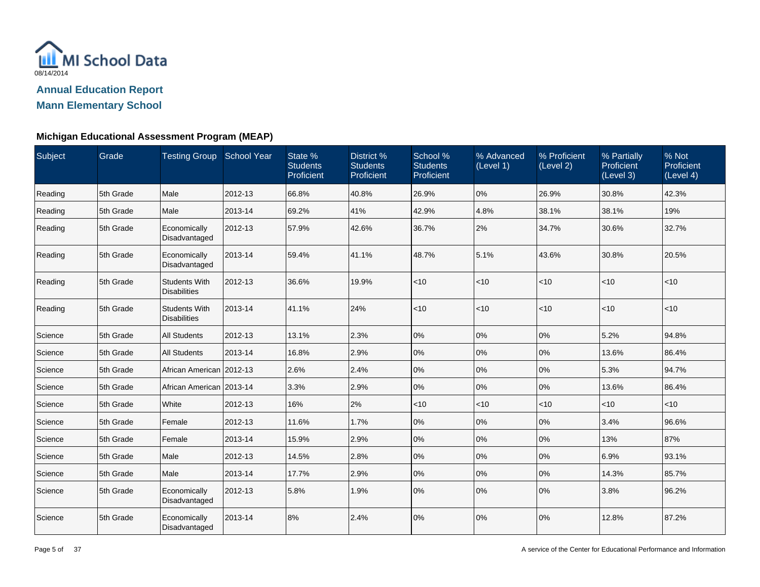MI School Data

08/14/2014

## Annual Education Report

## Mann Elementary School

### Michigan Educational Assessment Program (MEAP)

| Subject | Grade | Testing Group | School Year | State % Students Proficient | District % Students Proficient | School % Students Proficient | % Advanced (Level 1) | % Proficient (Level 2) | % Partially Proficient (Level 3) | % Not Proficient (Level 4) |
|---|---|---|---|---|---|---|---|---|---|---|
| Reading | 5th Grade | Male | 2012-13 | 66.8% | 40.8% | 26.9% | 0% | 26.9% | 30.8% | 42.3% |
| Reading | 5th Grade | Male | 2013-14 | 69.2% | 41% | 42.9% | 4.8% | 38.1% | 38.1% | 19% |
| Reading | 5th Grade | Economically Disadvantaged | 2012-13 | 57.9% | 42.6% | 36.7% | 2% | 34.7% | 30.6% | 32.7% |
| Reading | 5th Grade | Economically Disadvantaged | 2013-14 | 59.4% | 41.1% | 48.7% | 5.1% | 43.6% | 30.8% | 20.5% |
| Reading | 5th Grade | Students With Disabilities | 2012-13 | 36.6% | 19.9% | <10 | <10 | <10 | <10 | <10 |
| Reading | 5th Grade | Students With Disabilities | 2013-14 | 41.1% | 24% | <10 | <10 | <10 | <10 | <10 |
| Science | 5th Grade | All Students | 2012-13 | 13.1% | 2.3% | 0% | 0% | 0% | 5.2% | 94.8% |
| Science | 5th Grade | All Students | 2013-14 | 16.8% | 2.9% | 0% | 0% | 0% | 13.6% | 86.4% |
| Science | 5th Grade | African American | 2012-13 | 2.6% | 2.4% | 0% | 0% | 0% | 5.3% | 94.7% |
| Science | 5th Grade | African American | 2013-14 | 3.3% | 2.9% | 0% | 0% | 0% | 13.6% | 86.4% |
| Science | 5th Grade | White | 2012-13 | 16% | 2% | <10 | <10 | <10 | <10 | <10 |
| Science | 5th Grade | Female | 2012-13 | 11.6% | 1.7% | 0% | 0% | 0% | 3.4% | 96.6% |
| Science | 5th Grade | Female | 2013-14 | 15.9% | 2.9% | 0% | 0% | 0% | 13% | 87% |
| Science | 5th Grade | Male | 2012-13 | 14.5% | 2.8% | 0% | 0% | 0% | 6.9% | 93.1% |
| Science | 5th Grade | Male | 2013-14 | 17.7% | 2.9% | 0% | 0% | 0% | 14.3% | 85.7% |
| Science | 5th Grade | Economically Disadvantaged | 2012-13 | 5.8% | 1.9% | 0% | 0% | 0% | 3.8% | 96.2% |
| Science | 5th Grade | Economically Disadvantaged | 2013-14 | 8% | 2.4% | 0% | 0% | 0% | 12.8% | 87.2% |

A service of the Center for Educational Performance and Information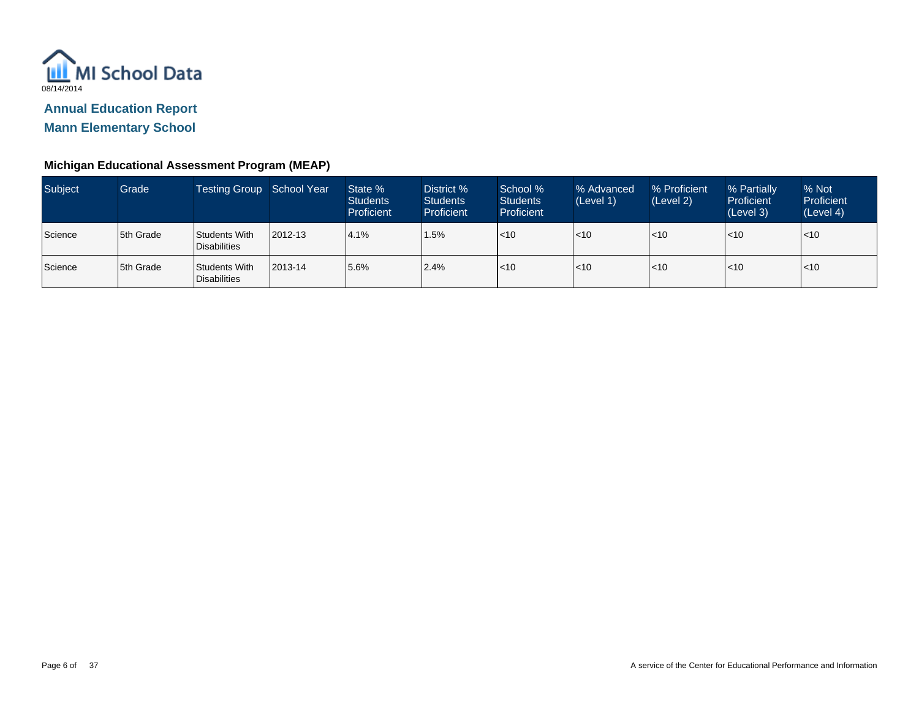MI School Data

08/14/2014

## Annual Education Report

## Mann Elementary School

### Michigan Educational Assessment Program (MEAP)

| Subject | Grade | Testing Group | School Year | State % Students Proficient | District % Students Proficient | School % Students Proficient | % Advanced (Level 1) | % Proficient (Level 2) | % Partially Proficient (Level 3) | % Not Proficient (Level 4) |
|---|---|---|---|---|---|---|---|---|---|---|
| Science | 5th Grade | Students With Disabilities | 2012-13 | 4.1% | 1.5% | <10 | <10 | <10 | <10 | <10 |
| Science | 5th Grade | Students With Disabilities | 2013-14 | 5.6% | 2.4% | <10 | <10 | <10 | <10 | <10 |

A service of the Center for Educational Performance and Information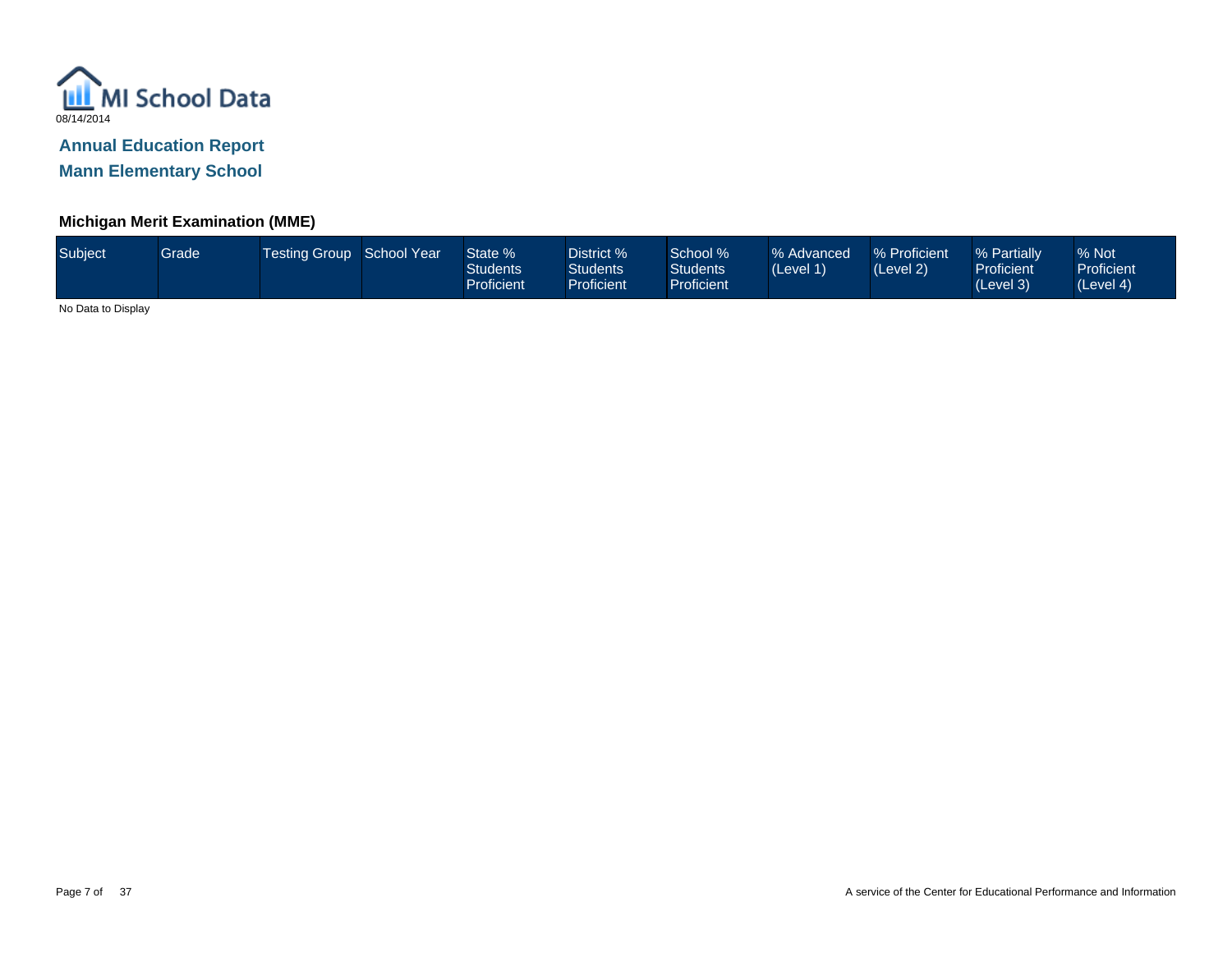MI School Data

08/14/2014

## Annual Education Report

## Mann Elementary School

### Michigan Merit Examination (MME)

| Subject | Grade | Testing Group | School Year | State % Students Proficient | District % Students Proficient | School % Students Proficient | % Advanced (Level 1) | % Proficient (Level 2) | % Partially Proficient (Level 3) | % Not Proficient (Level 4) |
|---|---|---|---|---|---|---|---|---|---|---|

No Data to Display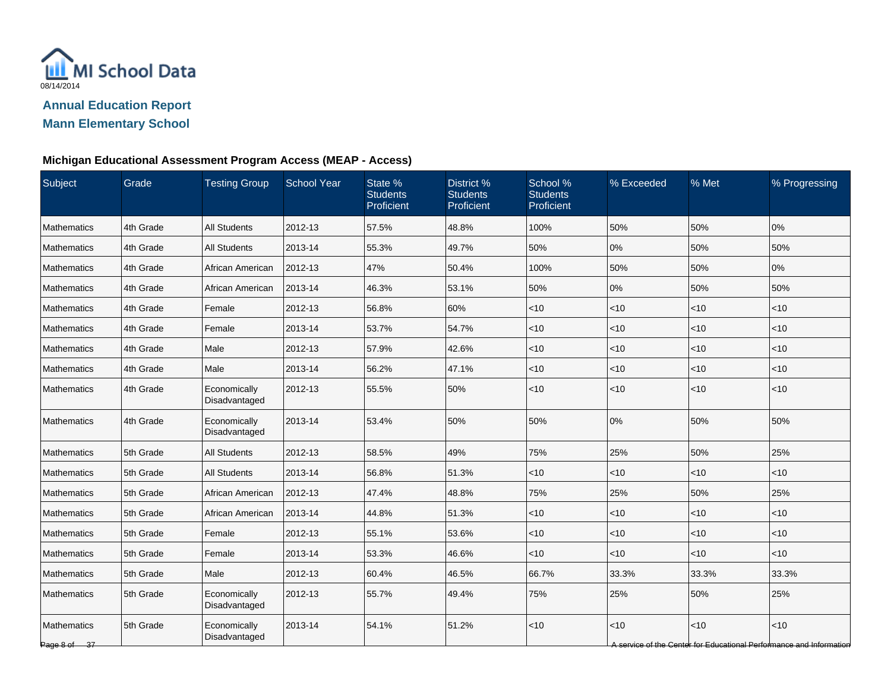MI School Data
08/14/2014

## Annual Education Report
## Mann Elementary School

### Michigan Educational Assessment Program Access (MEAP - Access)

| Subject | Grade | Testing Group | School Year | State % Students Proficient | District % Students Proficient | School % Students Proficient | % Exceeded | % Met | % Progressing |
|---|---|---|---|---|---|---|---|---|---|
| Mathematics | 4th Grade | All Students | 2012-13 | 57.5% | 48.8% | 100% | 50% | 50% | 0% |
| Mathematics | 4th Grade | All Students | 2013-14 | 55.3% | 49.7% | 50% | 0% | 50% | 50% |
| Mathematics | 4th Grade | African American | 2012-13 | 47% | 50.4% | 100% | 50% | 50% | 0% |
| Mathematics | 4th Grade | African American | 2013-14 | 46.3% | 53.1% | 50% | 0% | 50% | 50% |
| Mathematics | 4th Grade | Female | 2012-13 | 56.8% | 60% | <10 | <10 | <10 | <10 |
| Mathematics | 4th Grade | Female | 2013-14 | 53.7% | 54.7% | <10 | <10 | <10 | <10 |
| Mathematics | 4th Grade | Male | 2012-13 | 57.9% | 42.6% | <10 | <10 | <10 | <10 |
| Mathematics | 4th Grade | Male | 2013-14 | 56.2% | 47.1% | <10 | <10 | <10 | <10 |
| Mathematics | 4th Grade | Economically Disadvantaged | 2012-13 | 55.5% | 50% | <10 | <10 | <10 | <10 |
| Mathematics | 4th Grade | Economically Disadvantaged | 2013-14 | 53.4% | 50% | 50% | 0% | 50% | 50% |
| Mathematics | 5th Grade | All Students | 2012-13 | 58.5% | 49% | 75% | 25% | 50% | 25% |
| Mathematics | 5th Grade | All Students | 2013-14 | 56.8% | 51.3% | <10 | <10 | <10 | <10 |
| Mathematics | 5th Grade | African American | 2012-13 | 47.4% | 48.8% | 75% | 25% | 50% | 25% |
| Mathematics | 5th Grade | African American | 2013-14 | 44.8% | 51.3% | <10 | <10 | <10 | <10 |
| Mathematics | 5th Grade | Female | 2012-13 | 55.1% | 53.6% | <10 | <10 | <10 | <10 |
| Mathematics | 5th Grade | Female | 2013-14 | 53.3% | 46.6% | <10 | <10 | <10 | <10 |
| Mathematics | 5th Grade | Male | 2012-13 | 60.4% | 46.5% | 66.7% | 33.3% | 33.3% | 33.3% |
| Mathematics | 5th Grade | Economically Disadvantaged | 2012-13 | 55.7% | 49.4% | 75% | 25% | 50% | 25% |
| Mathematics | 5th Grade | Economically Disadvantaged | 2013-14 | 54.1% | 51.2% | <10 | <10 | <10 | <10 |

A service of the Center for Educational Performance and Information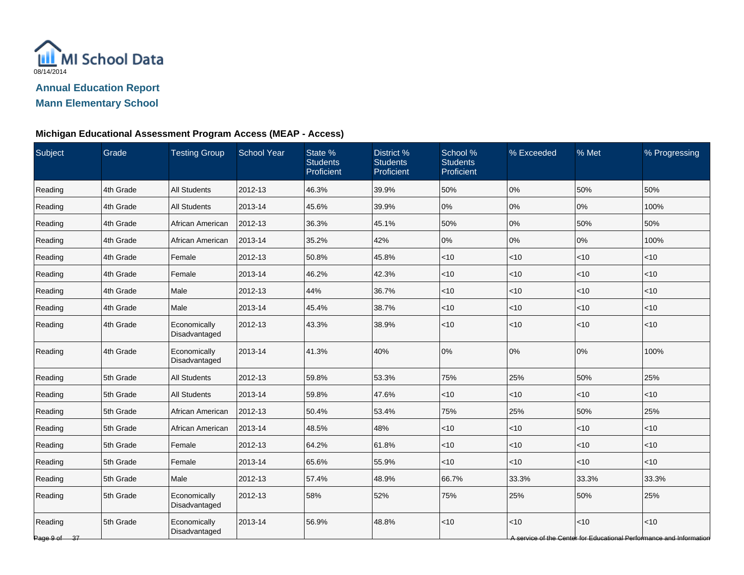MI School Data

08/14/2014

## Annual Education Report

## Mann Elementary School

### Michigan Educational Assessment Program Access (MEAP - Access)

| Subject | Grade | Testing Group | School Year | State % Students Proficient | District % Students Proficient | School % Students Proficient | % Exceeded | % Met | % Progressing |
|---|---|---|---|---|---|---|---|---|---|
| Reading | 4th Grade | All Students | 2012-13 | 46.3% | 39.9% | 50% | 0% | 50% | 50% |
| Reading | 4th Grade | All Students | 2013-14 | 45.6% | 39.9% | 0% | 0% | 0% | 100% |
| Reading | 4th Grade | African American | 2012-13 | 36.3% | 45.1% | 50% | 0% | 50% | 50% |
| Reading | 4th Grade | African American | 2013-14 | 35.2% | 42% | 0% | 0% | 0% | 100% |
| Reading | 4th Grade | Female | 2012-13 | 50.8% | 45.8% | <10 | <10 | <10 | <10 |
| Reading | 4th Grade | Female | 2013-14 | 46.2% | 42.3% | <10 | <10 | <10 | <10 |
| Reading | 4th Grade | Male | 2012-13 | 44% | 36.7% | <10 | <10 | <10 | <10 |
| Reading | 4th Grade | Male | 2013-14 | 45.4% | 38.7% | <10 | <10 | <10 | <10 |
| Reading | 4th Grade | Economically Disadvantaged | 2012-13 | 43.3% | 38.9% | <10 | <10 | <10 | <10 |
| Reading | 4th Grade | Economically Disadvantaged | 2013-14 | 41.3% | 40% | 0% | 0% | 0% | 100% |
| Reading | 5th Grade | All Students | 2012-13 | 59.8% | 53.3% | 75% | 25% | 50% | 25% |
| Reading | 5th Grade | All Students | 2013-14 | 59.8% | 47.6% | <10 | <10 | <10 | <10 |
| Reading | 5th Grade | African American | 2012-13 | 50.4% | 53.4% | 75% | 25% | 50% | 25% |
| Reading | 5th Grade | African American | 2013-14 | 48.5% | 48% | <10 | <10 | <10 | <10 |
| Reading | 5th Grade | Female | 2012-13 | 64.2% | 61.8% | <10 | <10 | <10 | <10 |
| Reading | 5th Grade | Female | 2013-14 | 65.6% | 55.9% | <10 | <10 | <10 | <10 |
| Reading | 5th Grade | Male | 2012-13 | 57.4% | 48.9% | 66.7% | 33.3% | 33.3% | 33.3% |
| Reading | 5th Grade | Economically Disadvantaged | 2012-13 | 58% | 52% | 75% | 25% | 50% | 25% |
| Reading | 5th Grade | Economically Disadvantaged | 2013-14 | 56.9% | 48.8% | <10 | <10 | <10 | <10 |

A service of the Center for Educational Performance and Information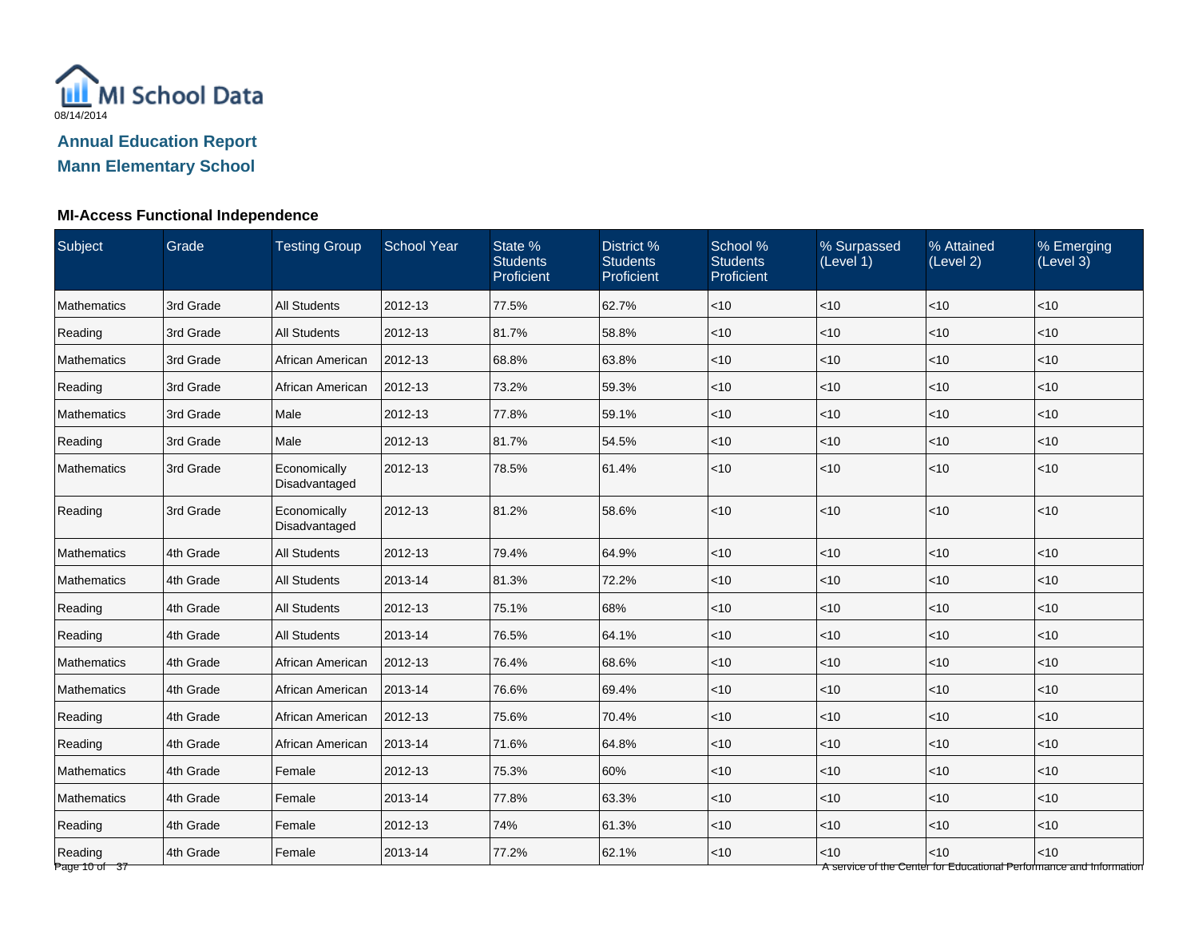MI School Data

08/14/2014

## Annual Education Report
## Mann Elementary School

### MI-Access Functional Independence

| Subject | Grade | Testing Group | School Year | State % Students Proficient | District % Students Proficient | School % Students Proficient | % Surpassed (Level 1) | % Attained (Level 2) | % Emerging (Level 3) |
|---|---|---|---|---|---|---|---|---|---|
| Mathematics | 3rd Grade | All Students | 2012-13 | 77.5% | 62.7% | <10 | <10 | <10 | <10 |
| Reading | 3rd Grade | All Students | 2012-13 | 81.7% | 58.8% | <10 | <10 | <10 | <10 |
| Mathematics | 3rd Grade | African American | 2012-13 | 68.8% | 63.8% | <10 | <10 | <10 | <10 |
| Reading | 3rd Grade | African American | 2012-13 | 73.2% | 59.3% | <10 | <10 | <10 | <10 |
| Mathematics | 3rd Grade | Male | 2012-13 | 77.8% | 59.1% | <10 | <10 | <10 | <10 |
| Reading | 3rd Grade | Male | 2012-13 | 81.7% | 54.5% | <10 | <10 | <10 | <10 |
| Mathematics | 3rd Grade | Economically Disadvantaged | 2012-13 | 78.5% | 61.4% | <10 | <10 | <10 | <10 |
| Reading | 3rd Grade | Economically Disadvantaged | 2012-13 | 81.2% | 58.6% | <10 | <10 | <10 | <10 |
| Mathematics | 4th Grade | All Students | 2012-13 | 79.4% | 64.9% | <10 | <10 | <10 | <10 |
| Mathematics | 4th Grade | All Students | 2013-14 | 81.3% | 72.2% | <10 | <10 | <10 | <10 |
| Reading | 4th Grade | All Students | 2012-13 | 75.1% | 68% | <10 | <10 | <10 | <10 |
| Reading | 4th Grade | All Students | 2013-14 | 76.5% | 64.1% | <10 | <10 | <10 | <10 |
| Mathematics | 4th Grade | African American | 2012-13 | 76.4% | 68.6% | <10 | <10 | <10 | <10 |
| Mathematics | 4th Grade | African American | 2013-14 | 76.6% | 69.4% | <10 | <10 | <10 | <10 |
| Reading | 4th Grade | African American | 2012-13 | 75.6% | 70.4% | <10 | <10 | <10 | <10 |
| Reading | 4th Grade | African American | 2013-14 | 71.6% | 64.8% | <10 | <10 | <10 | <10 |
| Mathematics | 4th Grade | Female | 2012-13 | 75.3% | 60% | <10 | <10 | <10 | <10 |
| Mathematics | 4th Grade | Female | 2013-14 | 77.8% | 63.3% | <10 | <10 | <10 | <10 |
| Reading | 4th Grade | Female | 2012-13 | 74% | 61.3% | <10 | <10 | <10 | <10 |
| Reading | 4th Grade | Female | 2013-14 | 77.2% | 62.1% | <10 | <10 | <10 | <10 |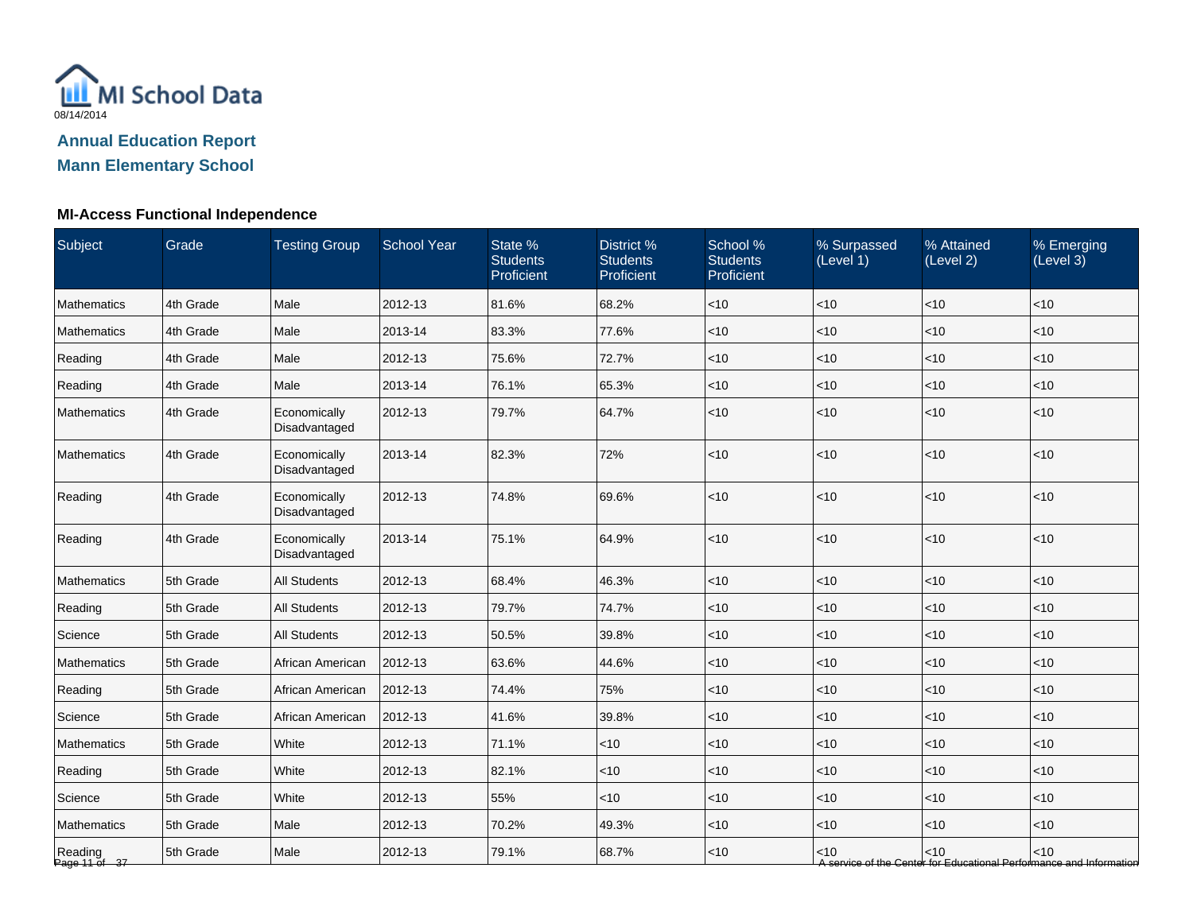MI School Data
08/14/2014

## Annual Education Report

## Mann Elementary School

### MI-Access Functional Independence

| Subject | Grade | Testing Group | School Year | State % Students Proficient | District % Students Proficient | School % Students Proficient | % Surpassed (Level 1) | % Attained (Level 2) | % Emerging (Level 3) |
|---|---|---|---|---|---|---|---|---|---|
| Mathematics | 4th Grade | Male | 2012-13 | 81.6% | 68.2% | <10 | <10 | <10 | <10 |
| Mathematics | 4th Grade | Male | 2013-14 | 83.3% | 77.6% | <10 | <10 | <10 | <10 |
| Reading | 4th Grade | Male | 2012-13 | 75.6% | 72.7% | <10 | <10 | <10 | <10 |
| Reading | 4th Grade | Male | 2013-14 | 76.1% | 65.3% | <10 | <10 | <10 | <10 |
| Mathematics | 4th Grade | Economically Disadvantaged | 2012-13 | 79.7% | 64.7% | <10 | <10 | <10 | <10 |
| Mathematics | 4th Grade | Economically Disadvantaged | 2013-14 | 82.3% | 72% | <10 | <10 | <10 | <10 |
| Reading | 4th Grade | Economically Disadvantaged | 2012-13 | 74.8% | 69.6% | <10 | <10 | <10 | <10 |
| Reading | 4th Grade | Economically Disadvantaged | 2013-14 | 75.1% | 64.9% | <10 | <10 | <10 | <10 |
| Mathematics | 5th Grade | All Students | 2012-13 | 68.4% | 46.3% | <10 | <10 | <10 | <10 |
| Reading | 5th Grade | All Students | 2012-13 | 79.7% | 74.7% | <10 | <10 | <10 | <10 |
| Science | 5th Grade | All Students | 2012-13 | 50.5% | 39.8% | <10 | <10 | <10 | <10 |
| Mathematics | 5th Grade | African American | 2012-13 | 63.6% | 44.6% | <10 | <10 | <10 | <10 |
| Reading | 5th Grade | African American | 2012-13 | 74.4% | 75% | <10 | <10 | <10 | <10 |
| Science | 5th Grade | African American | 2012-13 | 41.6% | 39.8% | <10 | <10 | <10 | <10 |
| Mathematics | 5th Grade | White | 2012-13 | 71.1% | <10 | <10 | <10 | <10 | <10 |
| Reading | 5th Grade | White | 2012-13 | 82.1% | <10 | <10 | <10 | <10 | <10 |
| Science | 5th Grade | White | 2012-13 | 55% | <10 | <10 | <10 | <10 | <10 |
| Mathematics | 5th Grade | Male | 2012-13 | 70.2% | 49.3% | <10 | <10 | <10 | <10 |
| Reading | 5th Grade | Male | 2012-13 | 79.1% | 68.7% | <10 | <10 | <10 | <10 |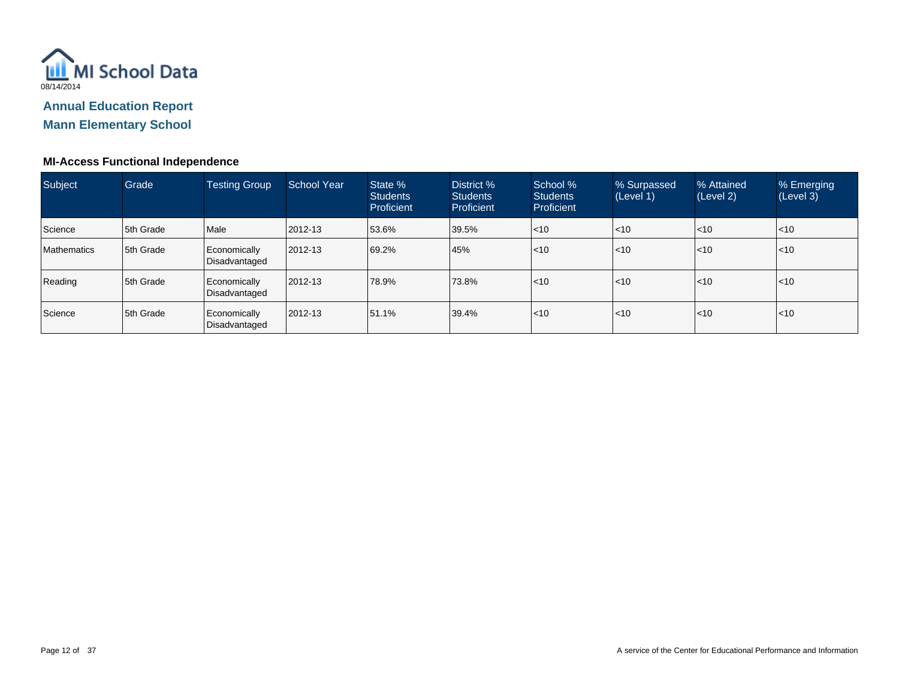MI School Data

08/14/2014

## Annual Education Report

## Mann Elementary School

### MI-Access Functional Independence

| Subject | Grade | Testing Group | School Year | State % Students Proficient | District % Students Proficient | School % Students Proficient | % Surpassed (Level 1) | % Attained (Level 2) | % Emerging (Level 3) |
|---|---|---|---|---|---|---|---|---|---|
| Science | 5th Grade | Male | 2012-13 | 53.6% | 39.5% | <10 | <10 | <10 | <10 |
| Mathematics | 5th Grade | Economically Disadvantaged | 2012-13 | 69.2% | 45% | <10 | <10 | <10 | <10 |
| Reading | 5th Grade | Economically Disadvantaged | 2012-13 | 78.9% | 73.8% | <10 | <10 | <10 | <10 |
| Science | 5th Grade | Economically Disadvantaged | 2012-13 | 51.1% | 39.4% | <10 | <10 | <10 | <10 |

A service of the Center for Educational Performance and Information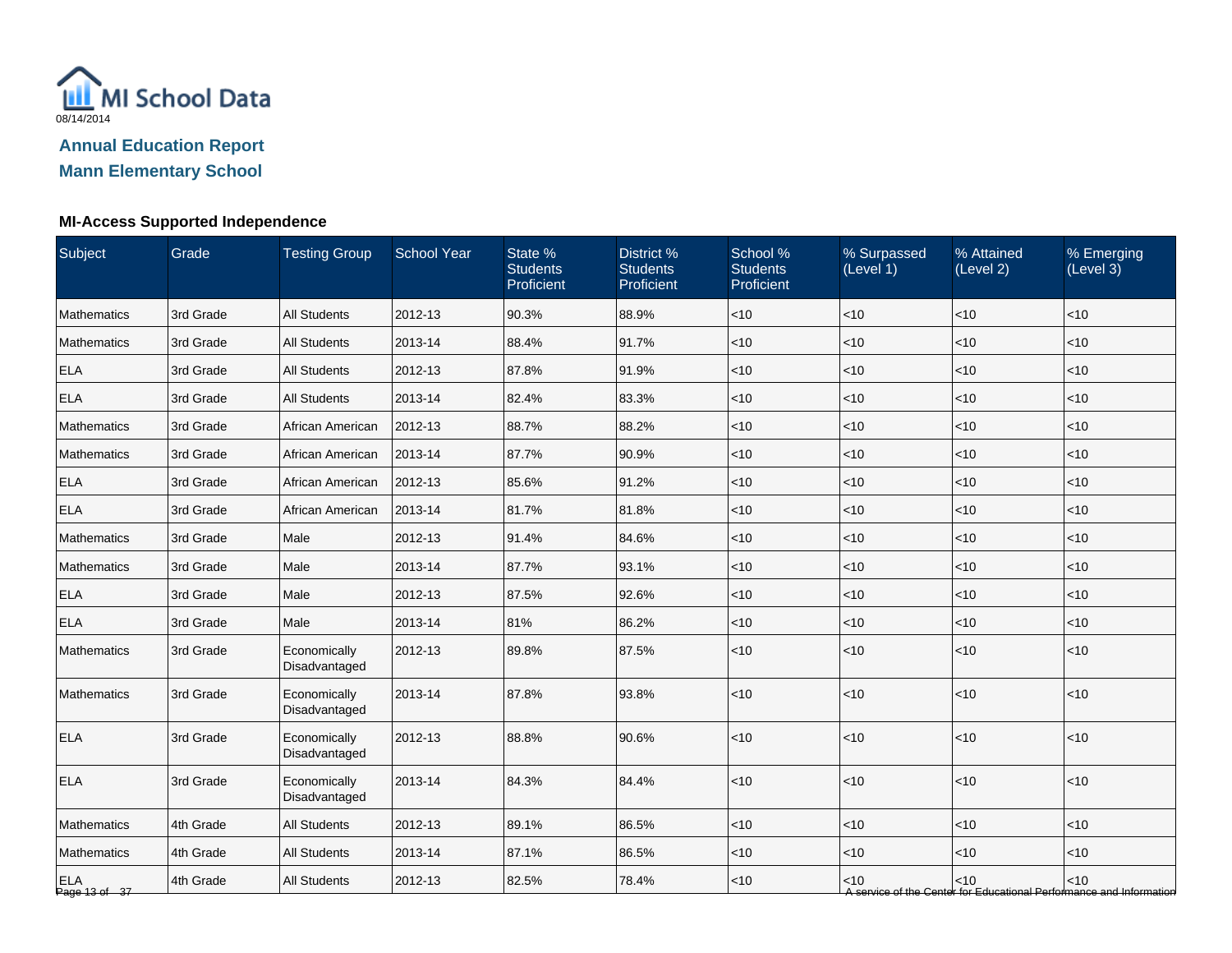MI School Data

08/14/2014

## Annual Education Report

## Mann Elementary School

### MI-Access Supported Independence

| Subject | Grade | Testing Group | School Year | State % Students Proficient | District % Students Proficient | School % Students Proficient | % Surpassed (Level 1) | % Attained (Level 2) | % Emerging (Level 3) |
|---|---|---|---|---|---|---|---|---|---|
| Mathematics | 3rd Grade | All Students | 2012-13 | 90.3% | 88.9% | <10 | <10 | <10 | <10 |
| Mathematics | 3rd Grade | All Students | 2013-14 | 88.4% | 91.7% | <10 | <10 | <10 | <10 |
| ELA | 3rd Grade | All Students | 2012-13 | 87.8% | 91.9% | <10 | <10 | <10 | <10 |
| ELA | 3rd Grade | All Students | 2013-14 | 82.4% | 83.3% | <10 | <10 | <10 | <10 |
| Mathematics | 3rd Grade | African American | 2012-13 | 88.7% | 88.2% | <10 | <10 | <10 | <10 |
| Mathematics | 3rd Grade | African American | 2013-14 | 87.7% | 90.9% | <10 | <10 | <10 | <10 |
| ELA | 3rd Grade | African American | 2012-13 | 85.6% | 91.2% | <10 | <10 | <10 | <10 |
| ELA | 3rd Grade | African American | 2013-14 | 81.7% | 81.8% | <10 | <10 | <10 | <10 |
| Mathematics | 3rd Grade | Male | 2012-13 | 91.4% | 84.6% | <10 | <10 | <10 | <10 |
| Mathematics | 3rd Grade | Male | 2013-14 | 87.7% | 93.1% | <10 | <10 | <10 | <10 |
| ELA | 3rd Grade | Male | 2012-13 | 87.5% | 92.6% | <10 | <10 | <10 | <10 |
| ELA | 3rd Grade | Male | 2013-14 | 81% | 86.2% | <10 | <10 | <10 | <10 |
| Mathematics | 3rd Grade | Economically Disadvantaged | 2012-13 | 89.8% | 87.5% | <10 | <10 | <10 | <10 |
| Mathematics | 3rd Grade | Economically Disadvantaged | 2013-14 | 87.8% | 93.8% | <10 | <10 | <10 | <10 |
| ELA | 3rd Grade | Economically Disadvantaged | 2012-13 | 88.8% | 90.6% | <10 | <10 | <10 | <10 |
| ELA | 3rd Grade | Economically Disadvantaged | 2013-14 | 84.3% | 84.4% | <10 | <10 | <10 | <10 |
| Mathematics | 4th Grade | All Students | 2012-13 | 89.1% | 86.5% | <10 | <10 | <10 | <10 |
| Mathematics | 4th Grade | All Students | 2013-14 | 87.1% | 86.5% | <10 | <10 | <10 | <10 |
| ELA | 4th Grade | All Students | 2012-13 | 82.5% | 78.4% | <10 | <10 | <10 | <10 |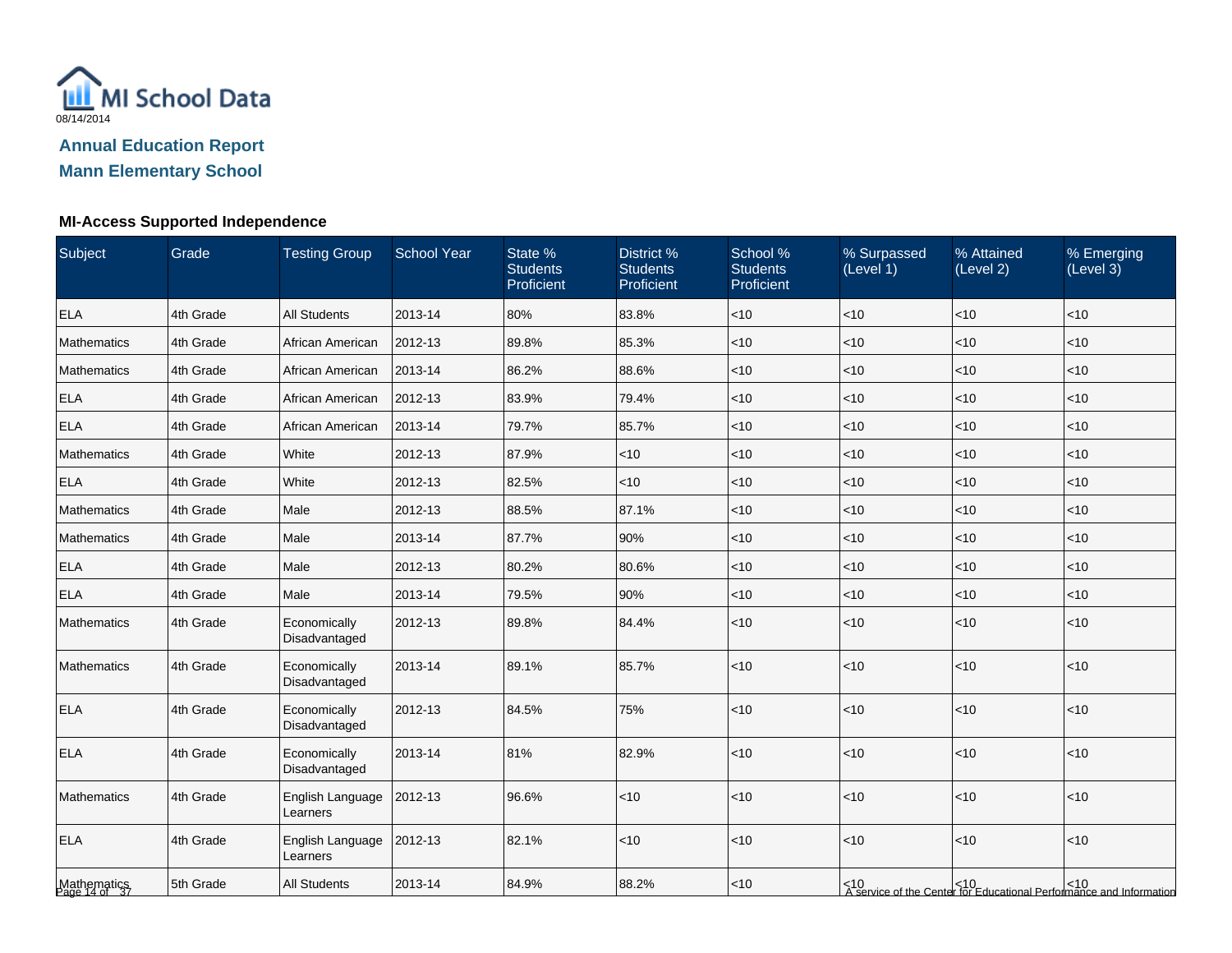08/14/2014

## Annual Education Report
## Mann Elementary School

### MI-Access Supported Independence

| Subject | Grade | Testing Group | School Year | State % Students Proficient | District % Students Proficient | School % Students Proficient | % Surpassed (Level 1) | % Attained (Level 2) | % Emerging (Level 3) |
|---|---|---|---|---|---|---|---|---|---|
| ELA | 4th Grade | All Students | 2013-14 | 80% | 83.8% | <10 | <10 | <10 | <10 |
| Mathematics | 4th Grade | African American | 2012-13 | 89.8% | 85.3% | <10 | <10 | <10 | <10 |
| Mathematics | 4th Grade | African American | 2013-14 | 86.2% | 88.6% | <10 | <10 | <10 | <10 |
| ELA | 4th Grade | African American | 2012-13 | 83.9% | 79.4% | <10 | <10 | <10 | <10 |
| ELA | 4th Grade | African American | 2013-14 | 79.7% | 85.7% | <10 | <10 | <10 | <10 |
| Mathematics | 4th Grade | White | 2012-13 | 87.9% | <10 | <10 | <10 | <10 | <10 |
| ELA | 4th Grade | White | 2012-13 | 82.5% | <10 | <10 | <10 | <10 | <10 |
| Mathematics | 4th Grade | Male | 2012-13 | 88.5% | 87.1% | <10 | <10 | <10 | <10 |
| Mathematics | 4th Grade | Male | 2013-14 | 87.7% | 90% | <10 | <10 | <10 | <10 |
| ELA | 4th Grade | Male | 2012-13 | 80.2% | 80.6% | <10 | <10 | <10 | <10 |
| ELA | 4th Grade | Male | 2013-14 | 79.5% | 90% | <10 | <10 | <10 | <10 |
| Mathematics | 4th Grade | Economically Disadvantaged | 2012-13 | 89.8% | 84.4% | <10 | <10 | <10 | <10 |
| Mathematics | 4th Grade | Economically Disadvantaged | 2013-14 | 89.1% | 85.7% | <10 | <10 | <10 | <10 |
| ELA | 4th Grade | Economically Disadvantaged | 2012-13 | 84.5% | 75% | <10 | <10 | <10 | <10 |
| ELA | 4th Grade | Economically Disadvantaged | 2013-14 | 81% | 82.9% | <10 | <10 | <10 | <10 |
| Mathematics | 4th Grade | English Language Learners | 2012-13 | 96.6% | <10 | <10 | <10 | <10 | <10 |
| ELA | 4th Grade | English Language Learners | 2012-13 | 82.1% | <10 | <10 | <10 | <10 | <10 |
| Mathematics | 5th Grade | All Students | 2013-14 | 84.9% | 88.2% | <10 | <10 | <10 | <10 |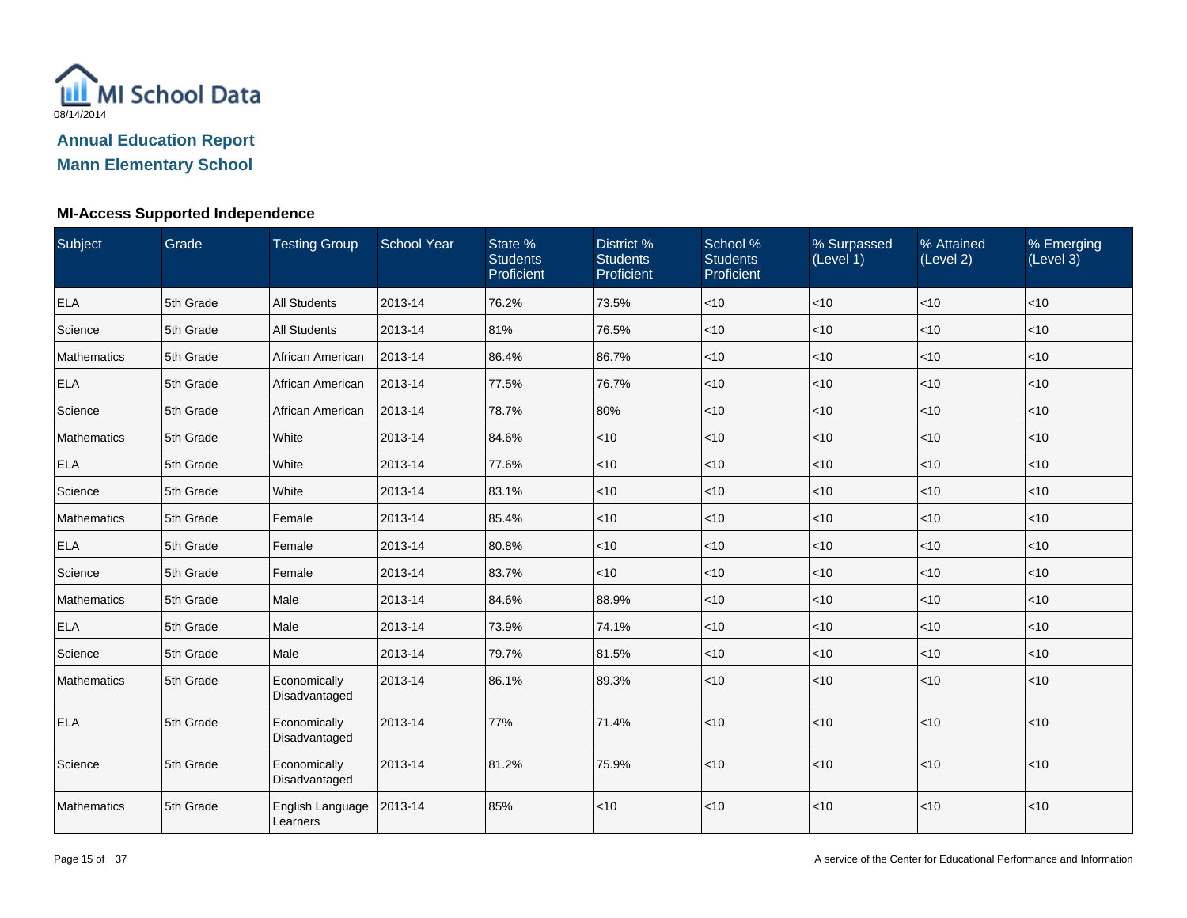MI School Data

08/14/2014

## Annual Education Report

## Mann Elementary School

### MI-Access Supported Independence

| Subject | Grade | Testing Group | School Year | State % Students Proficient | District % Students Proficient | School % Students Proficient | % Surpassed (Level 1) | % Attained (Level 2) | % Emerging (Level 3) |
|---|---|---|---|---|---|---|---|---|---|
| ELA | 5th Grade | All Students | 2013-14 | 76.2% | 73.5% | <10 | <10 | <10 | <10 |
| Science | 5th Grade | All Students | 2013-14 | 81% | 76.5% | <10 | <10 | <10 | <10 |
| Mathematics | 5th Grade | African American | 2013-14 | 86.4% | 86.7% | <10 | <10 | <10 | <10 |
| ELA | 5th Grade | African American | 2013-14 | 77.5% | 76.7% | <10 | <10 | <10 | <10 |
| Science | 5th Grade | African American | 2013-14 | 78.7% | 80% | <10 | <10 | <10 | <10 |
| Mathematics | 5th Grade | White | 2013-14 | 84.6% | <10 | <10 | <10 | <10 | <10 |
| ELA | 5th Grade | White | 2013-14 | 77.6% | <10 | <10 | <10 | <10 | <10 |
| Science | 5th Grade | White | 2013-14 | 83.1% | <10 | <10 | <10 | <10 | <10 |
| Mathematics | 5th Grade | Female | 2013-14 | 85.4% | <10 | <10 | <10 | <10 | <10 |
| ELA | 5th Grade | Female | 2013-14 | 80.8% | <10 | <10 | <10 | <10 | <10 |
| Science | 5th Grade | Female | 2013-14 | 83.7% | <10 | <10 | <10 | <10 | <10 |
| Mathematics | 5th Grade | Male | 2013-14 | 84.6% | 88.9% | <10 | <10 | <10 | <10 |
| ELA | 5th Grade | Male | 2013-14 | 73.9% | 74.1% | <10 | <10 | <10 | <10 |
| Science | 5th Grade | Male | 2013-14 | 79.7% | 81.5% | <10 | <10 | <10 | <10 |
| Mathematics | 5th Grade | Economically Disadvantaged | 2013-14 | 86.1% | 89.3% | <10 | <10 | <10 | <10 |
| ELA | 5th Grade | Economically Disadvantaged | 2013-14 | 77% | 71.4% | <10 | <10 | <10 | <10 |
| Science | 5th Grade | Economically Disadvantaged | 2013-14 | 81.2% | 75.9% | <10 | <10 | <10 | <10 |
| Mathematics | 5th Grade | English Language Learners | 2013-14 | 85% | <10 | <10 | <10 | <10 | <10 |

A service of the Center for Educational Performance and Information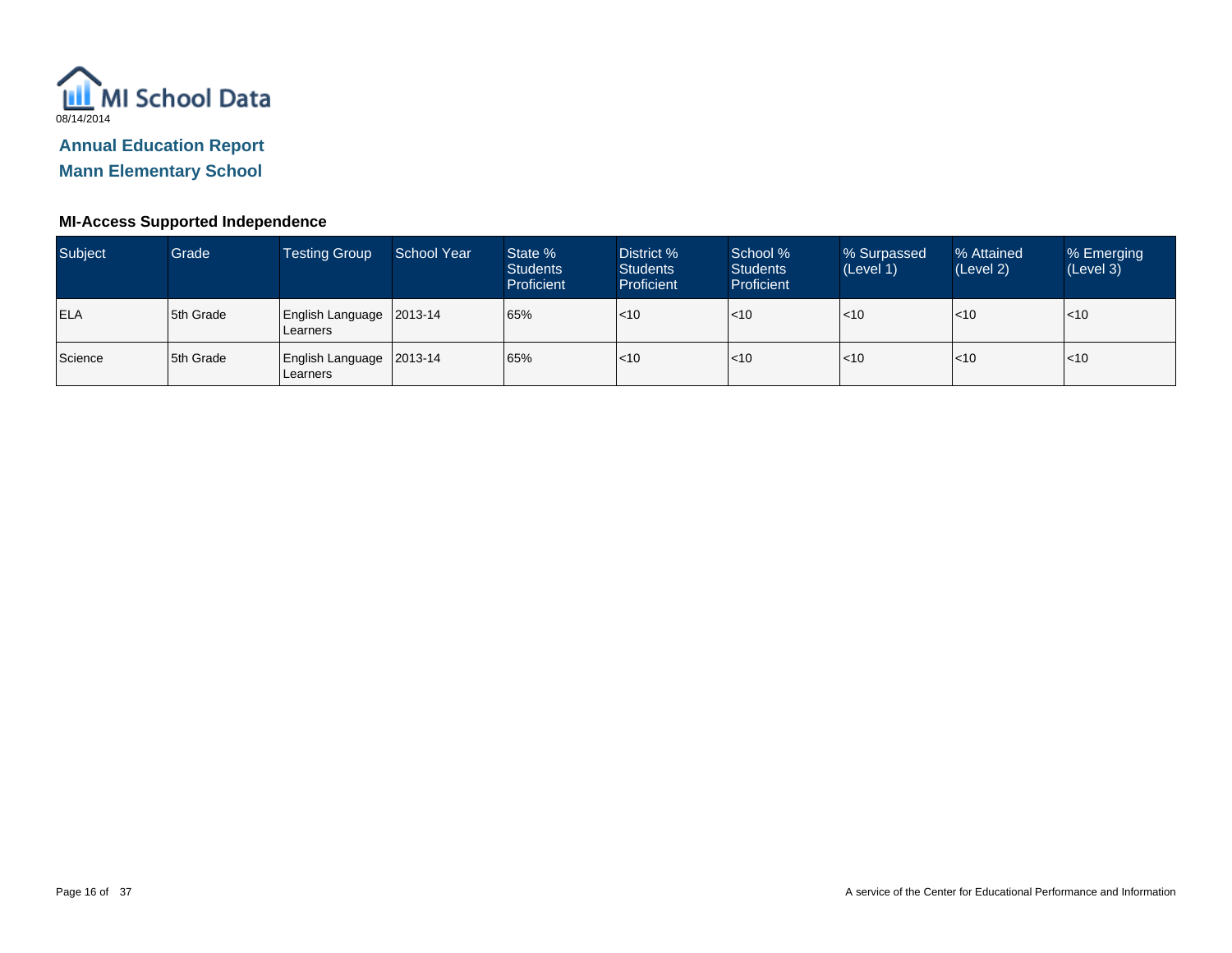MI School Data
08/14/2014

## Annual Education Report

## Mann Elementary School

### MI-Access Supported Independence

| Subject | Grade | Testing Group | School Year | State % Students Proficient | District % Students Proficient | School % Students Proficient | % Surpassed (Level 1) | % Attained (Level 2) | % Emerging (Level 3) |
|---|---|---|---|---|---|---|---|---|---|
| ELA | 5th Grade | English Language Learners | 2013-14 | 65% | <10 | <10 | <10 | <10 | <10 |
| Science | 5th Grade | English Language Learners | 2013-14 | 65% | <10 | <10 | <10 | <10 | <10 |

A service of the Center for Educational Performance and Information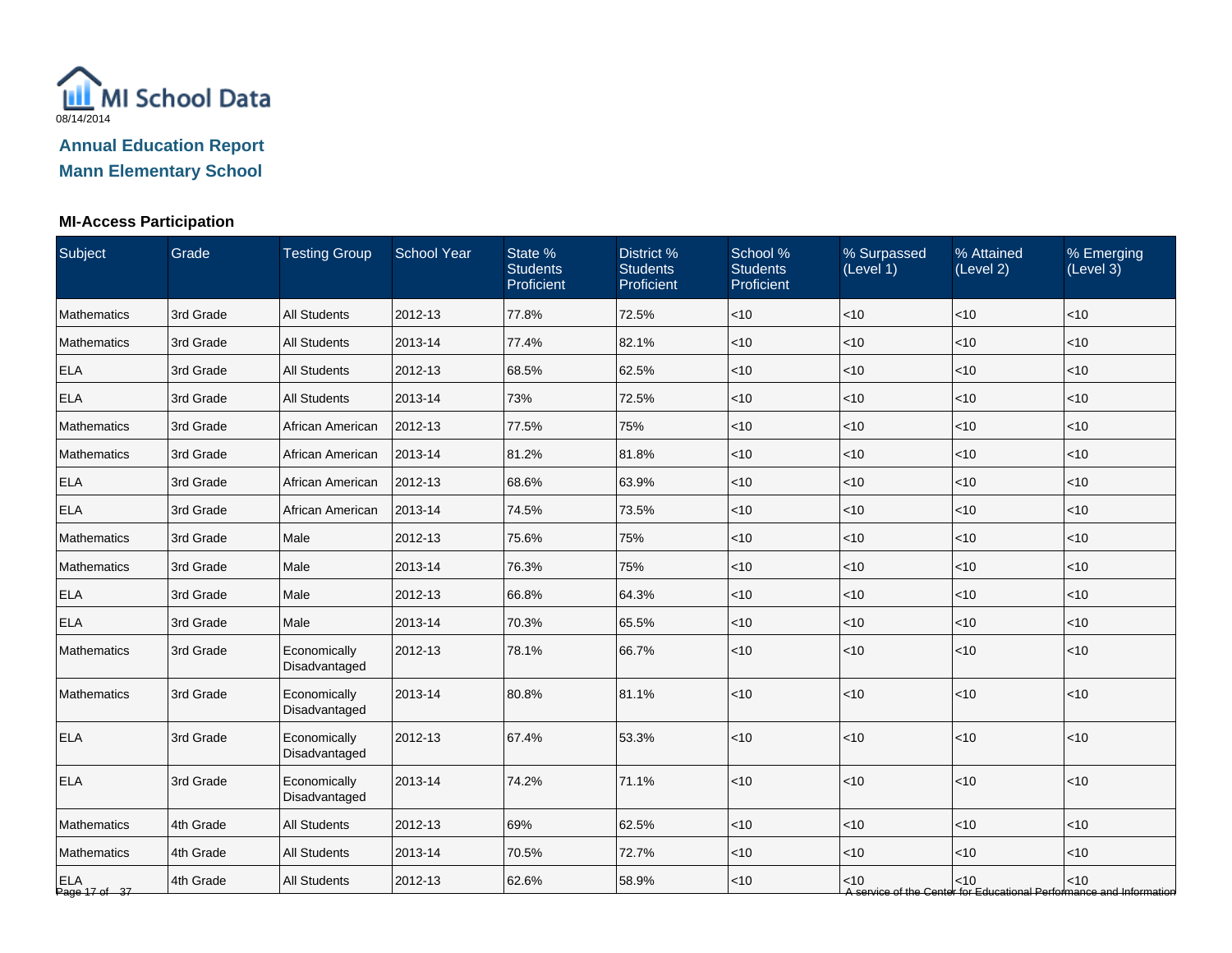MI School Data

08/14/2014

## Annual Education Report

## Mann Elementary School

### MI-Access Participation

| Subject | Grade | Testing Group | School Year | State % Students Proficient | District % Students Proficient | School % Students Proficient | % Surpassed (Level 1) | % Attained (Level 2) | % Emerging (Level 3) |
|---|---|---|---|---|---|---|---|---|---|
| Mathematics | 3rd Grade | All Students | 2012-13 | 77.8% | 72.5% | <10 | <10 | <10 | <10 |
| Mathematics | 3rd Grade | All Students | 2013-14 | 77.4% | 82.1% | <10 | <10 | <10 | <10 |
| ELA | 3rd Grade | All Students | 2012-13 | 68.5% | 62.5% | <10 | <10 | <10 | <10 |
| ELA | 3rd Grade | All Students | 2013-14 | 73% | 72.5% | <10 | <10 | <10 | <10 |
| Mathematics | 3rd Grade | African American | 2012-13 | 77.5% | 75% | <10 | <10 | <10 | <10 |
| Mathematics | 3rd Grade | African American | 2013-14 | 81.2% | 81.8% | <10 | <10 | <10 | <10 |
| ELA | 3rd Grade | African American | 2012-13 | 68.6% | 63.9% | <10 | <10 | <10 | <10 |
| ELA | 3rd Grade | African American | 2013-14 | 74.5% | 73.5% | <10 | <10 | <10 | <10 |
| Mathematics | 3rd Grade | Male | 2012-13 | 75.6% | 75% | <10 | <10 | <10 | <10 |
| Mathematics | 3rd Grade | Male | 2013-14 | 76.3% | 75% | <10 | <10 | <10 | <10 |
| ELA | 3rd Grade | Male | 2012-13 | 66.8% | 64.3% | <10 | <10 | <10 | <10 |
| ELA | 3rd Grade | Male | 2013-14 | 70.3% | 65.5% | <10 | <10 | <10 | <10 |
| Mathematics | 3rd Grade | Economically Disadvantaged | 2012-13 | 78.1% | 66.7% | <10 | <10 | <10 | <10 |
| Mathematics | 3rd Grade | Economically Disadvantaged | 2013-14 | 80.8% | 81.1% | <10 | <10 | <10 | <10 |
| ELA | 3rd Grade | Economically Disadvantaged | 2012-13 | 67.4% | 53.3% | <10 | <10 | <10 | <10 |
| ELA | 3rd Grade | Economically Disadvantaged | 2013-14 | 74.2% | 71.1% | <10 | <10 | <10 | <10 |
| Mathematics | 4th Grade | All Students | 2012-13 | 69% | 62.5% | <10 | <10 | <10 | <10 |
| Mathematics | 4th Grade | All Students | 2013-14 | 70.5% | 72.7% | <10 | <10 | <10 | <10 |
| ELA | 4th Grade | All Students | 2012-13 | 62.6% | 58.9% | <10 | <10 | <10 | <10 |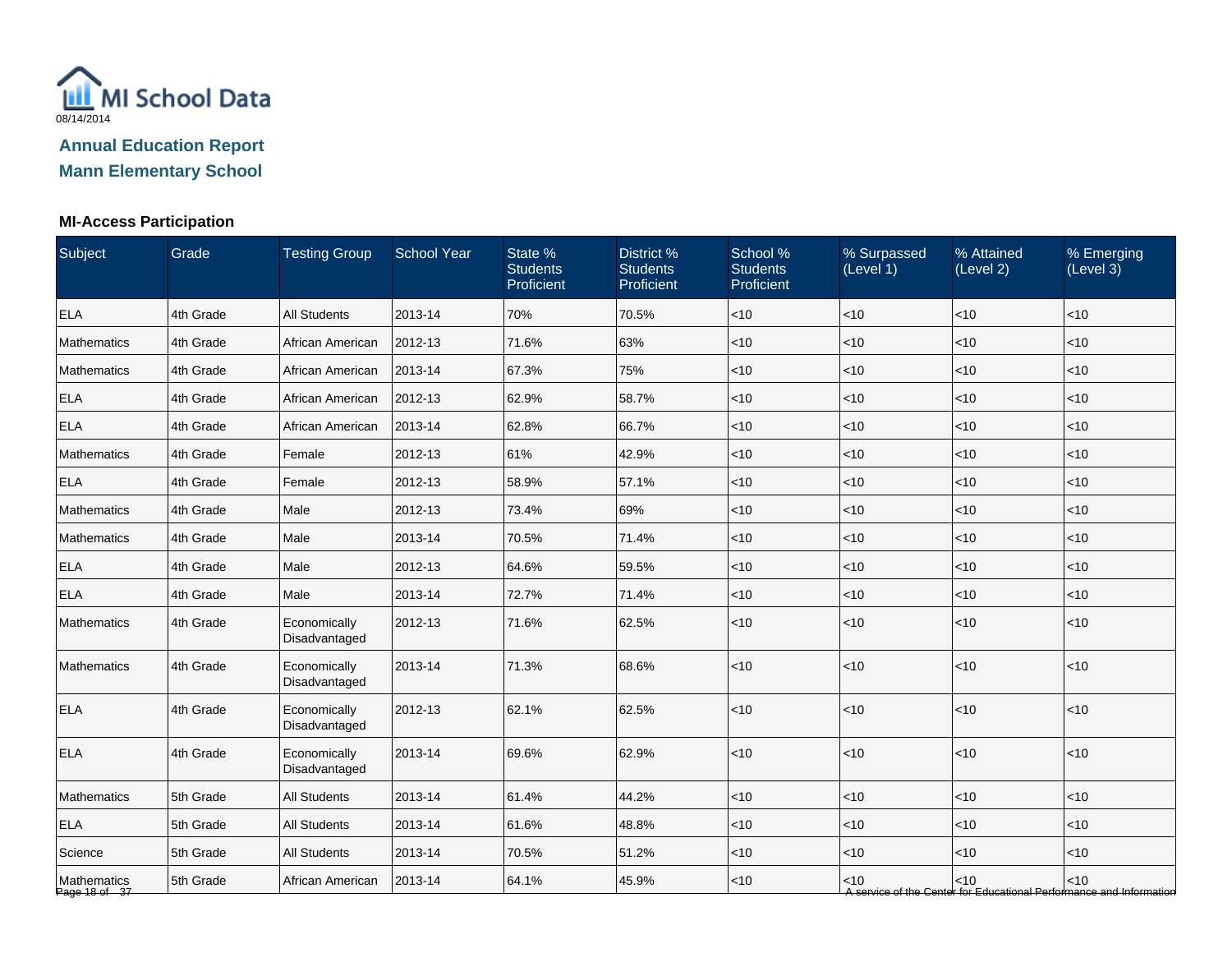MI School Data

08/14/2014

**Annual Education Report**

**Mann Elementary School**

### MI-Access Participation

| Subject | Grade | Testing Group | School Year | State % Students Proficient | District % Students Proficient | School % Students Proficient | % Surpassed (Level 1) | % Attained (Level 2) | % Emerging (Level 3) |
|---|---|---|---|---|---|---|---|---|---|
| ELA | 4th Grade | All Students | 2013-14 | 70% | 70.5% | <10 | <10 | <10 | <10 |
| Mathematics | 4th Grade | African American | 2012-13 | 71.6% | 63% | <10 | <10 | <10 | <10 |
| Mathematics | 4th Grade | African American | 2013-14 | 67.3% | 75% | <10 | <10 | <10 | <10 |
| ELA | 4th Grade | African American | 2012-13 | 62.9% | 58.7% | <10 | <10 | <10 | <10 |
| ELA | 4th Grade | African American | 2013-14 | 62.8% | 66.7% | <10 | <10 | <10 | <10 |
| Mathematics | 4th Grade | Female | 2012-13 | 61% | 42.9% | <10 | <10 | <10 | <10 |
| ELA | 4th Grade | Female | 2012-13 | 58.9% | 57.1% | <10 | <10 | <10 | <10 |
| Mathematics | 4th Grade | Male | 2012-13 | 73.4% | 69% | <10 | <10 | <10 | <10 |
| Mathematics | 4th Grade | Male | 2013-14 | 70.5% | 71.4% | <10 | <10 | <10 | <10 |
| ELA | 4th Grade | Male | 2012-13 | 64.6% | 59.5% | <10 | <10 | <10 | <10 |
| ELA | 4th Grade | Male | 2013-14 | 72.7% | 71.4% | <10 | <10 | <10 | <10 |
| Mathematics | 4th Grade | Economically Disadvantaged | 2012-13 | 71.6% | 62.5% | <10 | <10 | <10 | <10 |
| Mathematics | 4th Grade | Economically Disadvantaged | 2013-14 | 71.3% | 68.6% | <10 | <10 | <10 | <10 |
| ELA | 4th Grade | Economically Disadvantaged | 2012-13 | 62.1% | 62.5% | <10 | <10 | <10 | <10 |
| ELA | 4th Grade | Economically Disadvantaged | 2013-14 | 69.6% | 62.9% | <10 | <10 | <10 | <10 |
| Mathematics | 5th Grade | All Students | 2013-14 | 61.4% | 44.2% | <10 | <10 | <10 | <10 |
| ELA | 5th Grade | All Students | 2013-14 | 61.6% | 48.8% | <10 | <10 | <10 | <10 |
| Science | 5th Grade | All Students | 2013-14 | 70.5% | 51.2% | <10 | <10 | <10 | <10 |
| Mathematics | 5th Grade | African American | 2013-14 | 64.1% | 45.9% | <10 | <10 | <10 | <10 |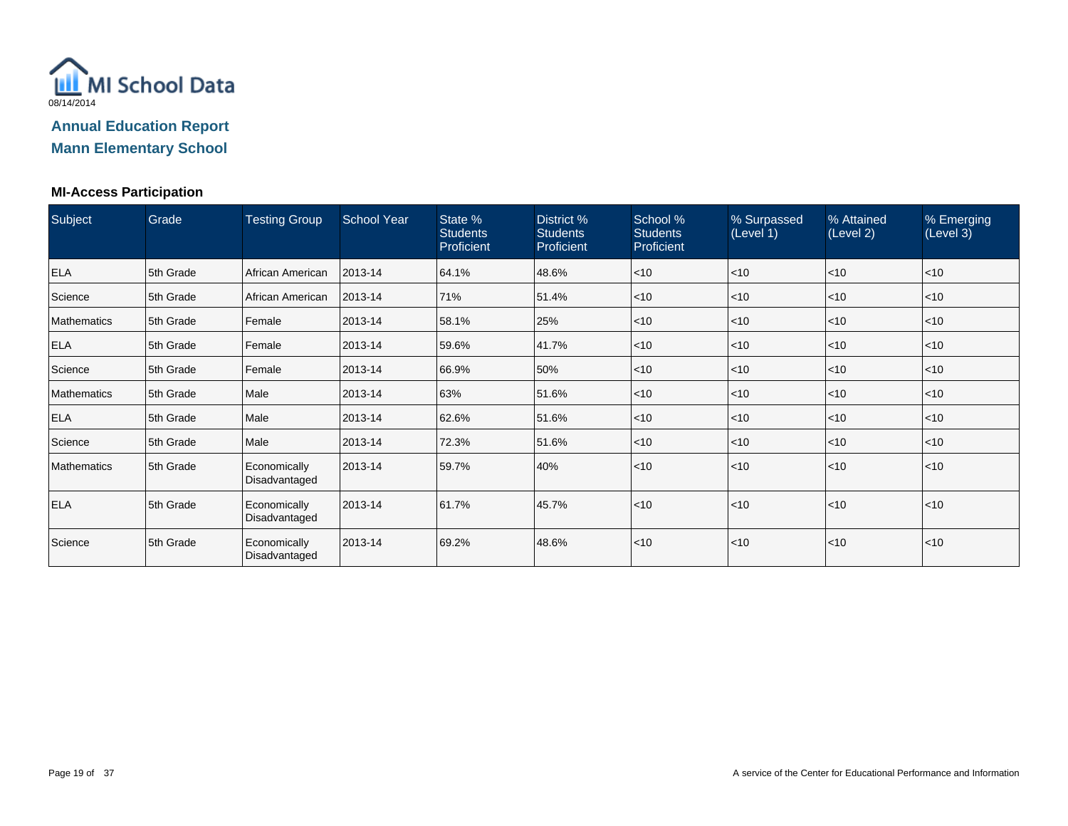MI School Data

08/14/2014

## Annual Education Report

## Mann Elementary School

### MI-Access Participation

| Subject | Grade | Testing Group | School Year | State % Students Proficient | District % Students Proficient | School % Students Proficient | % Surpassed (Level 1) | % Attained (Level 2) | % Emerging (Level 3) |
|---|---|---|---|---|---|---|---|---|---|
| ELA | 5th Grade | African American | 2013-14 | 64.1% | 48.6% | <10 | <10 | <10 | <10 |
| Science | 5th Grade | African American | 2013-14 | 71% | 51.4% | <10 | <10 | <10 | <10 |
| Mathematics | 5th Grade | Female | 2013-14 | 58.1% | 25% | <10 | <10 | <10 | <10 |
| ELA | 5th Grade | Female | 2013-14 | 59.6% | 41.7% | <10 | <10 | <10 | <10 |
| Science | 5th Grade | Female | 2013-14 | 66.9% | 50% | <10 | <10 | <10 | <10 |
| Mathematics | 5th Grade | Male | 2013-14 | 63% | 51.6% | <10 | <10 | <10 | <10 |
| ELA | 5th Grade | Male | 2013-14 | 62.6% | 51.6% | <10 | <10 | <10 | <10 |
| Science | 5th Grade | Male | 2013-14 | 72.3% | 51.6% | <10 | <10 | <10 | <10 |
| Mathematics | 5th Grade | Economically Disadvantaged | 2013-14 | 59.7% | 40% | <10 | <10 | <10 | <10 |
| ELA | 5th Grade | Economically Disadvantaged | 2013-14 | 61.7% | 45.7% | <10 | <10 | <10 | <10 |
| Science | 5th Grade | Economically Disadvantaged | 2013-14 | 69.2% | 48.6% | <10 | <10 | <10 | <10 |

A service of the Center for Educational Performance and Information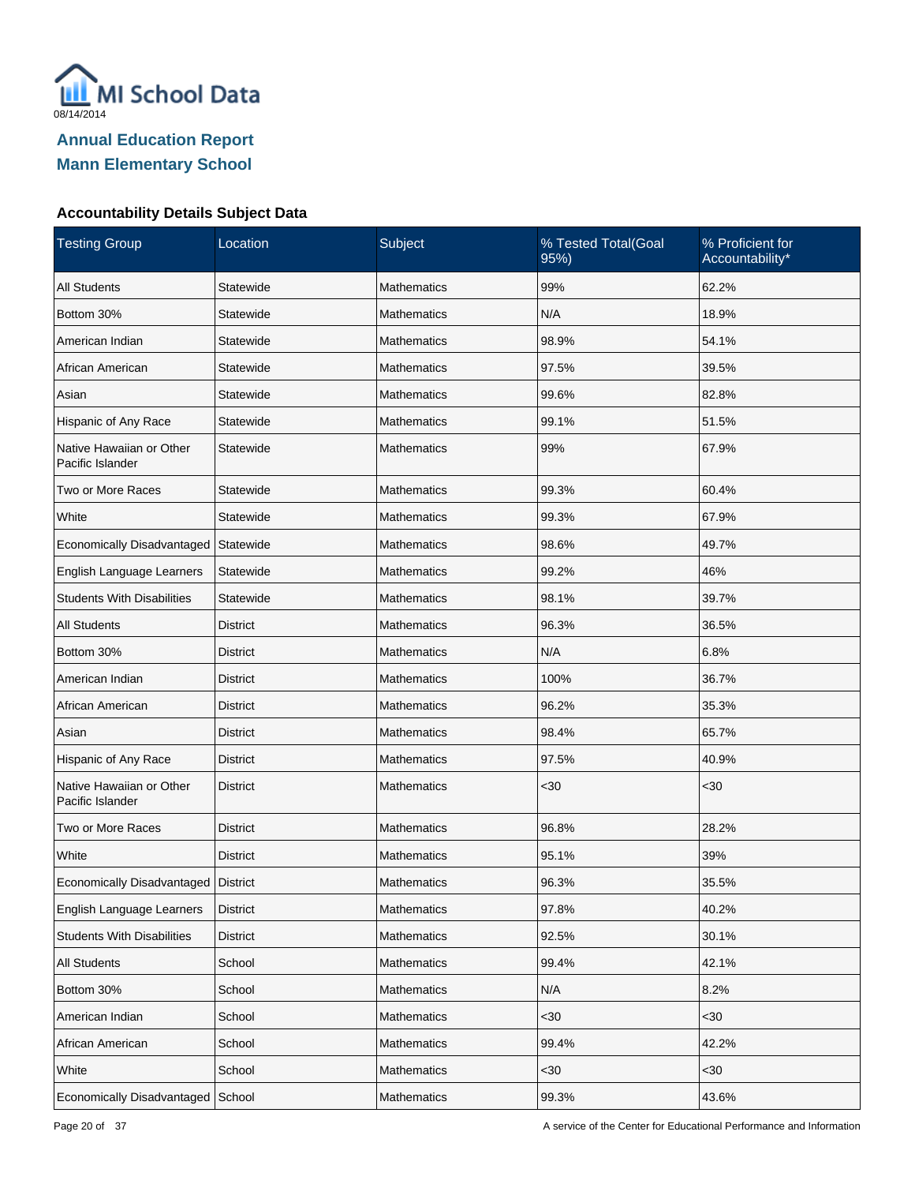MI School Data

08/14/2014

# Annual Education Report
# Mann Elementary School

### Accountability Details Subject Data

| Testing Group | Location | Subject | % Tested Total(Goal 95%) | % Proficient for Accountability* |
|---|---|---|---|---|
| All Students | Statewide | Mathematics | 99% | 62.2% |
| Bottom 30% | Statewide | Mathematics | N/A | 18.9% |
| American Indian | Statewide | Mathematics | 98.9% | 54.1% |
| African American | Statewide | Mathematics | 97.5% | 39.5% |
| Asian | Statewide | Mathematics | 99.6% | 82.8% |
| Hispanic of Any Race | Statewide | Mathematics | 99.1% | 51.5% |
| Native Hawaiian or Other Pacific Islander | Statewide | Mathematics | 99% | 67.9% |
| Two or More Races | Statewide | Mathematics | 99.3% | 60.4% |
| White | Statewide | Mathematics | 99.3% | 67.9% |
| Economically Disadvantaged | Statewide | Mathematics | 98.6% | 49.7% |
| English Language Learners | Statewide | Mathematics | 99.2% | 46% |
| Students With Disabilities | Statewide | Mathematics | 98.1% | 39.7% |
| All Students | District | Mathematics | 96.3% | 36.5% |
| Bottom 30% | District | Mathematics | N/A | 6.8% |
| American Indian | District | Mathematics | 100% | 36.7% |
| African American | District | Mathematics | 96.2% | 35.3% |
| Asian | District | Mathematics | 98.4% | 65.7% |
| Hispanic of Any Race | District | Mathematics | 97.5% | 40.9% |
| Native Hawaiian or Other Pacific Islander | District | Mathematics | <30 | <30 |
| Two or More Races | District | Mathematics | 96.8% | 28.2% |
| White | District | Mathematics | 95.1% | 39% |
| Economically Disadvantaged | District | Mathematics | 96.3% | 35.5% |
| English Language Learners | District | Mathematics | 97.8% | 40.2% |
| Students With Disabilities | District | Mathematics | 92.5% | 30.1% |
| All Students | School | Mathematics | 99.4% | 42.1% |
| Bottom 30% | School | Mathematics | N/A | 8.2% |
| American Indian | School | Mathematics | <30 | <30 |
| African American | School | Mathematics | 99.4% | 42.2% |
| White | School | Mathematics | <30 | <30 |
| Economically Disadvantaged | School | Mathematics | 99.3% | 43.6% |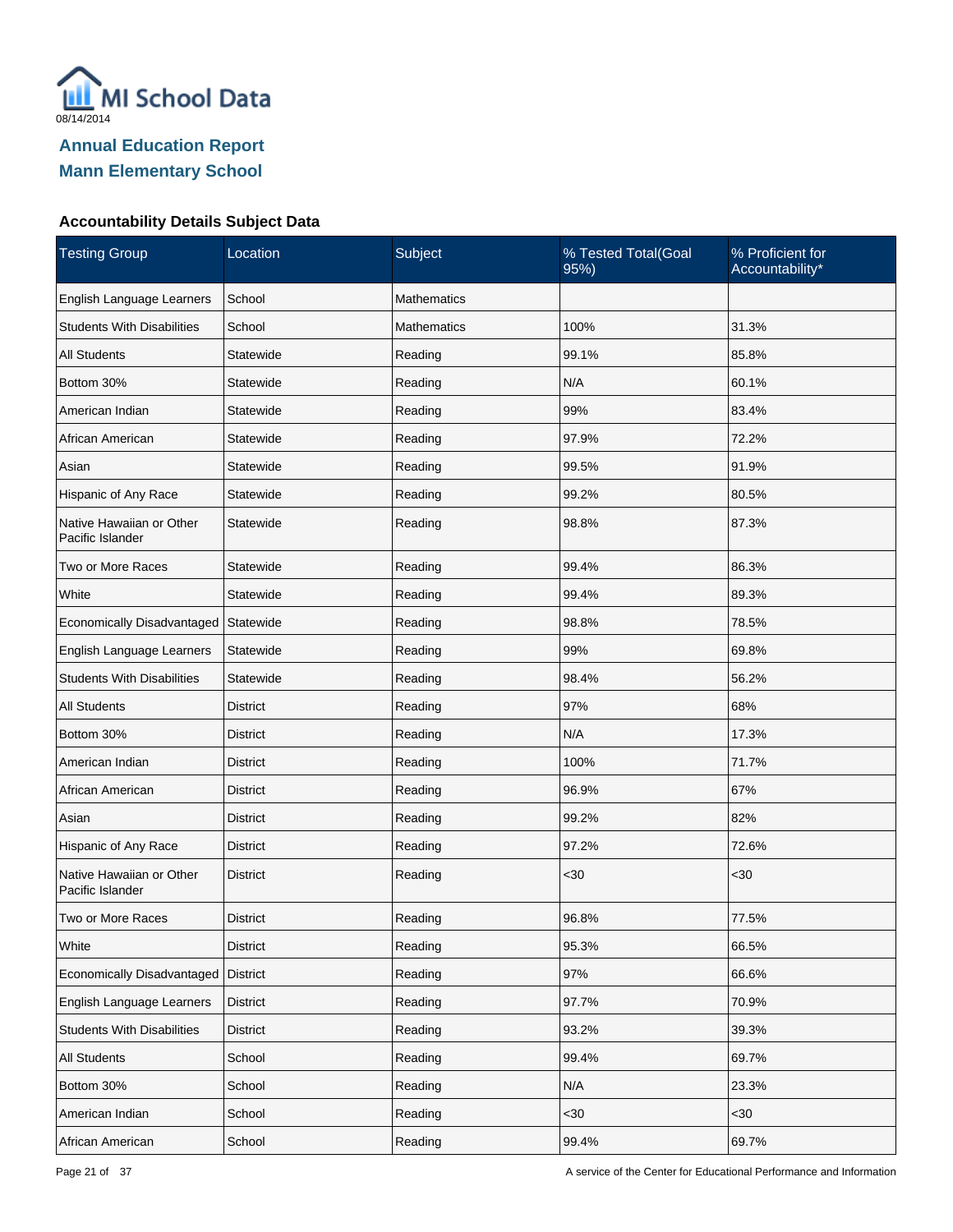MI School Data

08/14/2014

## Annual Education Report
## Mann Elementary School

### Accountability Details Subject Data

| Testing Group | Location | Subject | % Tested Total(Goal 95%) | % Proficient for Accountability* |
|---|---|---|---|---|
| English Language Learners | School | Mathematics | | |
| Students With Disabilities | School | Mathematics | 100% | 31.3% |
| All Students | Statewide | Reading | 99.1% | 85.8% |
| Bottom 30% | Statewide | Reading | N/A | 60.1% |
| American Indian | Statewide | Reading | 99% | 83.4% |
| African American | Statewide | Reading | 97.9% | 72.2% |
| Asian | Statewide | Reading | 99.5% | 91.9% |
| Hispanic of Any Race | Statewide | Reading | 99.2% | 80.5% |
| Native Hawaiian or Other Pacific Islander | Statewide | Reading | 98.8% | 87.3% |
| Two or More Races | Statewide | Reading | 99.4% | 86.3% |
| White | Statewide | Reading | 99.4% | 89.3% |
| Economically Disadvantaged | Statewide | Reading | 98.8% | 78.5% |
| English Language Learners | Statewide | Reading | 99% | 69.8% |
| Students With Disabilities | Statewide | Reading | 98.4% | 56.2% |
| All Students | District | Reading | 97% | 68% |
| Bottom 30% | District | Reading | N/A | 17.3% |
| American Indian | District | Reading | 100% | 71.7% |
| African American | District | Reading | 96.9% | 67% |
| Asian | District | Reading | 99.2% | 82% |
| Hispanic of Any Race | District | Reading | 97.2% | 72.6% |
| Native Hawaiian or Other Pacific Islander | District | Reading | <30 | <30 |
| Two or More Races | District | Reading | 96.8% | 77.5% |
| White | District | Reading | 95.3% | 66.5% |
| Economically Disadvantaged | District | Reading | 97% | 66.6% |
| English Language Learners | District | Reading | 97.7% | 70.9% |
| Students With Disabilities | District | Reading | 93.2% | 39.3% |
| All Students | School | Reading | 99.4% | 69.7% |
| Bottom 30% | School | Reading | N/A | 23.3% |
| American Indian | School | Reading | <30 | <30 |
| African American | School | Reading | 99.4% | 69.7% |

A service of the Center for Educational Performance and Information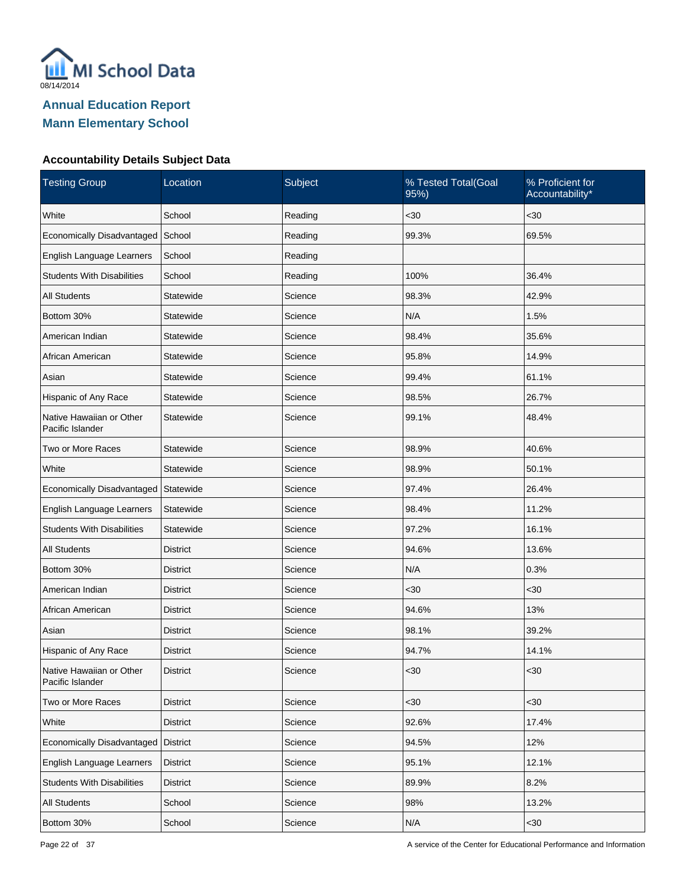MI School Data

08/14/2014

## Annual Education Report

## Mann Elementary School

### Accountability Details Subject Data

| Testing Group | Location | Subject | % Tested Total(Goal 95%) | % Proficient for Accountability* |
|---|---|---|---|---|
| White | School | Reading | <30 | <30 |
| Economically Disadvantaged | School | Reading | 99.3% | 69.5% |
| English Language Learners | School | Reading | | |
| Students With Disabilities | School | Reading | 100% | 36.4% |
| All Students | Statewide | Science | 98.3% | 42.9% |
| Bottom 30% | Statewide | Science | N/A | 1.5% |
| American Indian | Statewide | Science | 98.4% | 35.6% |
| African American | Statewide | Science | 95.8% | 14.9% |
| Asian | Statewide | Science | 99.4% | 61.1% |
| Hispanic of Any Race | Statewide | Science | 98.5% | 26.7% |
| Native Hawaiian or Other Pacific Islander | Statewide | Science | 99.1% | 48.4% |
| Two or More Races | Statewide | Science | 98.9% | 40.6% |
| White | Statewide | Science | 98.9% | 50.1% |
| Economically Disadvantaged | Statewide | Science | 97.4% | 26.4% |
| English Language Learners | Statewide | Science | 98.4% | 11.2% |
| Students With Disabilities | Statewide | Science | 97.2% | 16.1% |
| All Students | District | Science | 94.6% | 13.6% |
| Bottom 30% | District | Science | N/A | 0.3% |
| American Indian | District | Science | <30 | <30 |
| African American | District | Science | 94.6% | 13% |
| Asian | District | Science | 98.1% | 39.2% |
| Hispanic of Any Race | District | Science | 94.7% | 14.1% |
| Native Hawaiian or Other Pacific Islander | District | Science | <30 | <30 |
| Two or More Races | District | Science | <30 | <30 |
| White | District | Science | 92.6% | 17.4% |
| Economically Disadvantaged | District | Science | 94.5% | 12% |
| English Language Learners | District | Science | 95.1% | 12.1% |
| Students With Disabilities | District | Science | 89.9% | 8.2% |
| All Students | School | Science | 98% | 13.2% |
| Bottom 30% | School | Science | N/A | <30 |

A service of the Center for Educational Performance and Information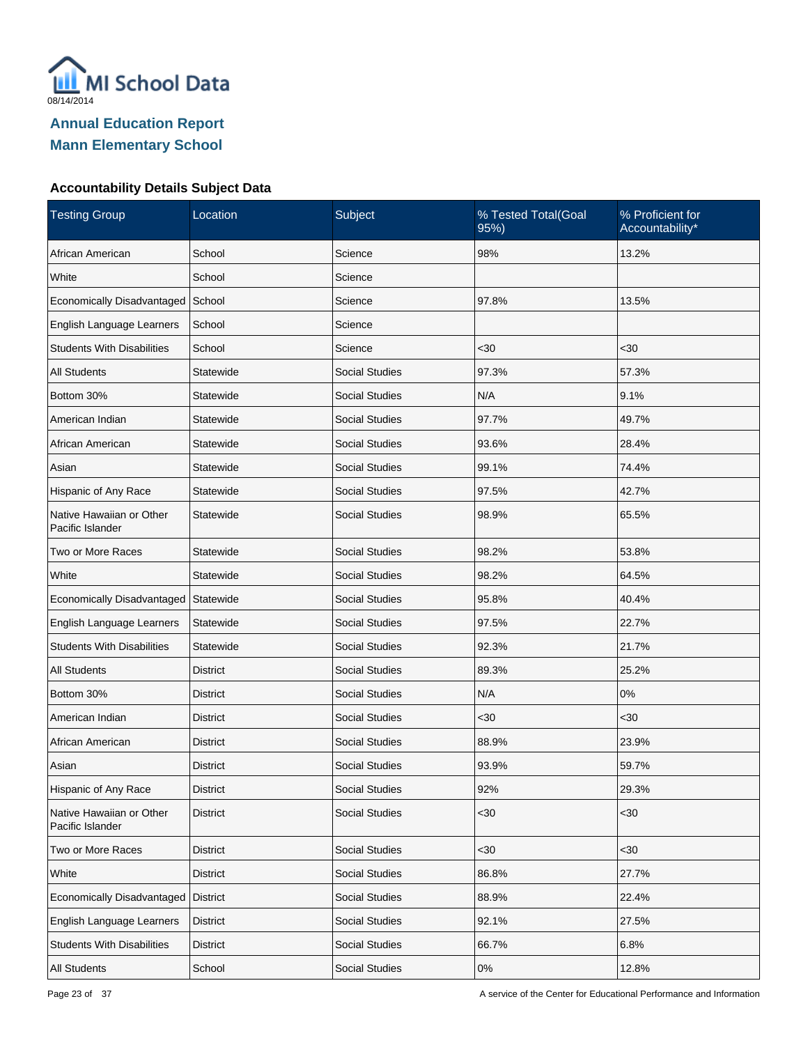MI School Data
08/14/2014

## Annual Education Report
## Mann Elementary School

### Accountability Details Subject Data

| Testing Group | Location | Subject | % Tested Total(Goal 95%) | % Proficient for Accountability* |
|---|---|---|---|---|
| African American | School | Science | 98% | 13.2% |
| White | School | Science | | |
| Economically Disadvantaged | School | Science | 97.8% | 13.5% |
| English Language Learners | School | Science | | |
| Students With Disabilities | School | Science | <30 | <30 |
| All Students | Statewide | Social Studies | 97.3% | 57.3% |
| Bottom 30% | Statewide | Social Studies | N/A | 9.1% |
| American Indian | Statewide | Social Studies | 97.7% | 49.7% |
| African American | Statewide | Social Studies | 93.6% | 28.4% |
| Asian | Statewide | Social Studies | 99.1% | 74.4% |
| Hispanic of Any Race | Statewide | Social Studies | 97.5% | 42.7% |
| Native Hawaiian or Other Pacific Islander | Statewide | Social Studies | 98.9% | 65.5% |
| Two or More Races | Statewide | Social Studies | 98.2% | 53.8% |
| White | Statewide | Social Studies | 98.2% | 64.5% |
| Economically Disadvantaged | Statewide | Social Studies | 95.8% | 40.4% |
| English Language Learners | Statewide | Social Studies | 97.5% | 22.7% |
| Students With Disabilities | Statewide | Social Studies | 92.3% | 21.7% |
| All Students | District | Social Studies | 89.3% | 25.2% |
| Bottom 30% | District | Social Studies | N/A | 0% |
| American Indian | District | Social Studies | <30 | <30 |
| African American | District | Social Studies | 88.9% | 23.9% |
| Asian | District | Social Studies | 93.9% | 59.7% |
| Hispanic of Any Race | District | Social Studies | 92% | 29.3% |
| Native Hawaiian or Other Pacific Islander | District | Social Studies | <30 | <30 |
| Two or More Races | District | Social Studies | <30 | <30 |
| White | District | Social Studies | 86.8% | 27.7% |
| Economically Disadvantaged | District | Social Studies | 88.9% | 22.4% |
| English Language Learners | District | Social Studies | 92.1% | 27.5% |
| Students With Disabilities | District | Social Studies | 66.7% | 6.8% |
| All Students | School | Social Studies | 0% | 12.8% |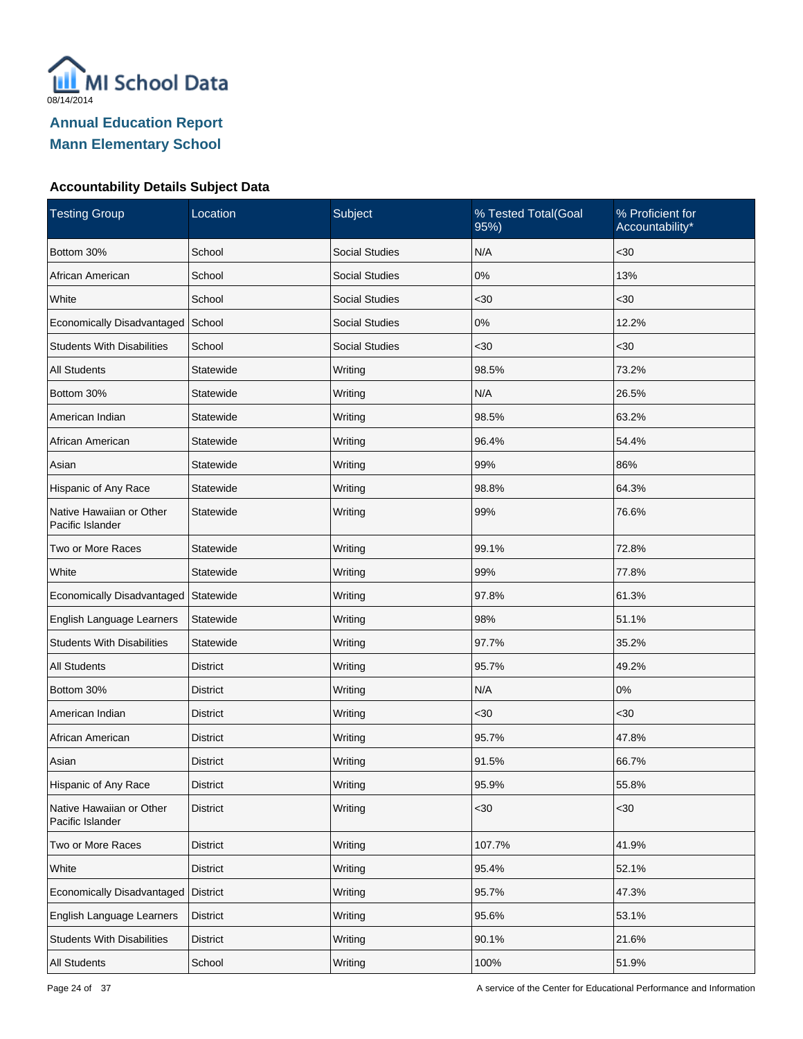MI School Data

08/14/2014

## Annual Education Report

## Mann Elementary School

### Accountability Details Subject Data

| Testing Group | Location | Subject | % Tested Total(Goal 95%) | % Proficient for Accountability* |
|---|---|---|---|---|
| Bottom 30% | School | Social Studies | N/A | <30 |
| African American | School | Social Studies | 0% | 13% |
| White | School | Social Studies | <30 | <30 |
| Economically Disadvantaged | School | Social Studies | 0% | 12.2% |
| Students With Disabilities | School | Social Studies | <30 | <30 |
| All Students | Statewide | Writing | 98.5% | 73.2% |
| Bottom 30% | Statewide | Writing | N/A | 26.5% |
| American Indian | Statewide | Writing | 98.5% | 63.2% |
| African American | Statewide | Writing | 96.4% | 54.4% |
| Asian | Statewide | Writing | 99% | 86% |
| Hispanic of Any Race | Statewide | Writing | 98.8% | 64.3% |
| Native Hawaiian or Other Pacific Islander | Statewide | Writing | 99% | 76.6% |
| Two or More Races | Statewide | Writing | 99.1% | 72.8% |
| White | Statewide | Writing | 99% | 77.8% |
| Economically Disadvantaged | Statewide | Writing | 97.8% | 61.3% |
| English Language Learners | Statewide | Writing | 98% | 51.1% |
| Students With Disabilities | Statewide | Writing | 97.7% | 35.2% |
| All Students | District | Writing | 95.7% | 49.2% |
| Bottom 30% | District | Writing | N/A | 0% |
| American Indian | District | Writing | <30 | <30 |
| African American | District | Writing | 95.7% | 47.8% |
| Asian | District | Writing | 91.5% | 66.7% |
| Hispanic of Any Race | District | Writing | 95.9% | 55.8% |
| Native Hawaiian or Other Pacific Islander | District | Writing | <30 | <30 |
| Two or More Races | District | Writing | 107.7% | 41.9% |
| White | District | Writing | 95.4% | 52.1% |
| Economically Disadvantaged | District | Writing | 95.7% | 47.3% |
| English Language Learners | District | Writing | 95.6% | 53.1% |
| Students With Disabilities | District | Writing | 90.1% | 21.6% |
| All Students | School | Writing | 100% | 51.9% |

A service of the Center for Educational Performance and Information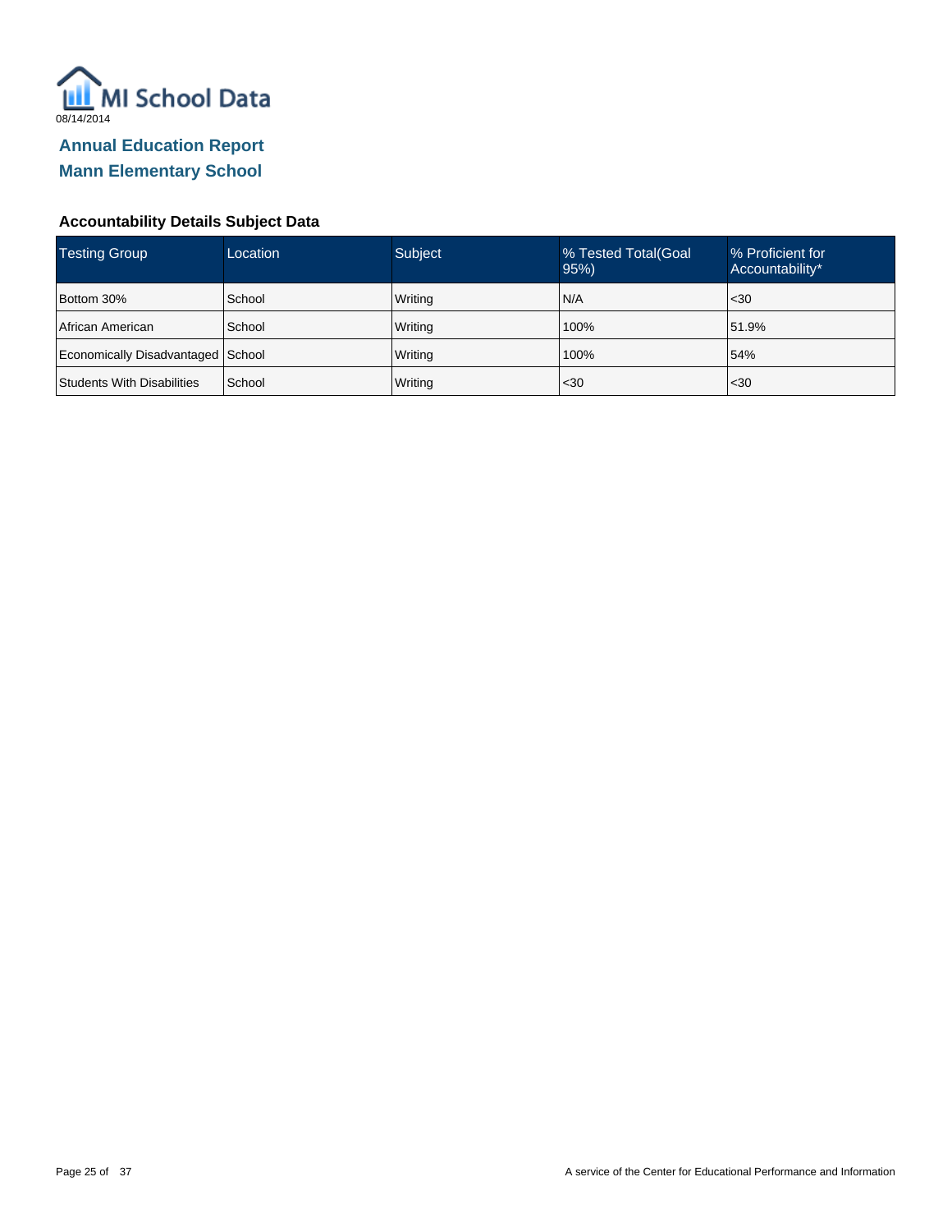MI School Data

08/14/2014

## Annual Education Report
## Mann Elementary School

### Accountability Details Subject Data

| Testing Group | Location | Subject | % Tested Total(Goal 95%) | % Proficient for Accountability* |
|---|---|---|---|---|
| Bottom 30% | School | Writing | N/A | <30 |
| African American | School | Writing | 100% | 51.9% |
| Economically Disadvantaged | School | Writing | 100% | 54% |
| Students With Disabilities | School | Writing | <30 | <30 |

A service of the Center for Educational Performance and Information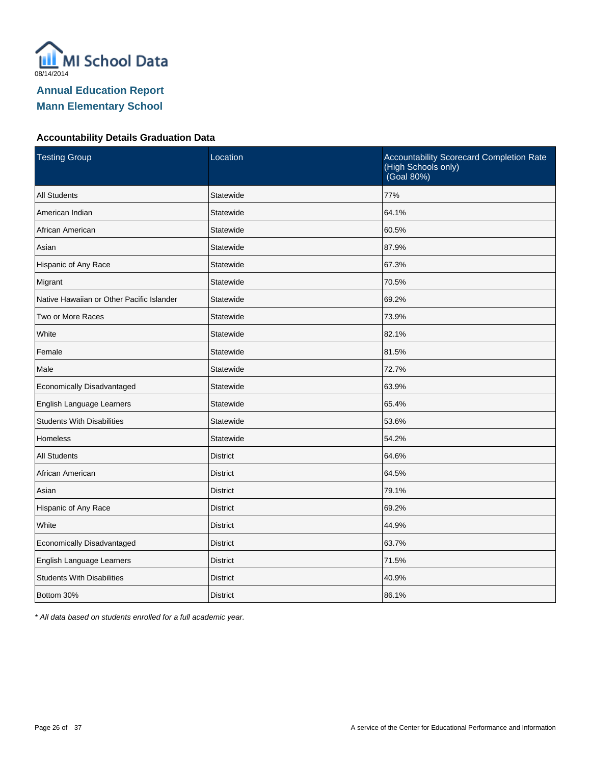MI School Data

08/14/2014

## Annual Education Report
## Mann Elementary School

### Accountability Details Graduation Data

| Testing Group | Location | Accountability Scorecard Completion Rate (High Schools only) (Goal 80%) |
|---|---|---|
| All Students | Statewide | 77% |
| American Indian | Statewide | 64.1% |
| African American | Statewide | 60.5% |
| Asian | Statewide | 87.9% |
| Hispanic of Any Race | Statewide | 67.3% |
| Migrant | Statewide | 70.5% |
| Native Hawaiian or Other Pacific Islander | Statewide | 69.2% |
| Two or More Races | Statewide | 73.9% |
| White | Statewide | 82.1% |
| Female | Statewide | 81.5% |
| Male | Statewide | 72.7% |
| Economically Disadvantaged | Statewide | 63.9% |
| English Language Learners | Statewide | 65.4% |
| Students With Disabilities | Statewide | 53.6% |
| Homeless | Statewide | 54.2% |
| All Students | District | 64.6% |
| African American | District | 64.5% |
| Asian | District | 79.1% |
| Hispanic of Any Race | District | 69.2% |
| White | District | 44.9% |
| Economically Disadvantaged | District | 63.7% |
| English Language Learners | District | 71.5% |
| Students With Disabilities | District | 40.9% |
| Bottom 30% | District | 86.1% |

*\* All data based on students enrolled for a full academic year.*

A service of the Center for Educational Performance and Information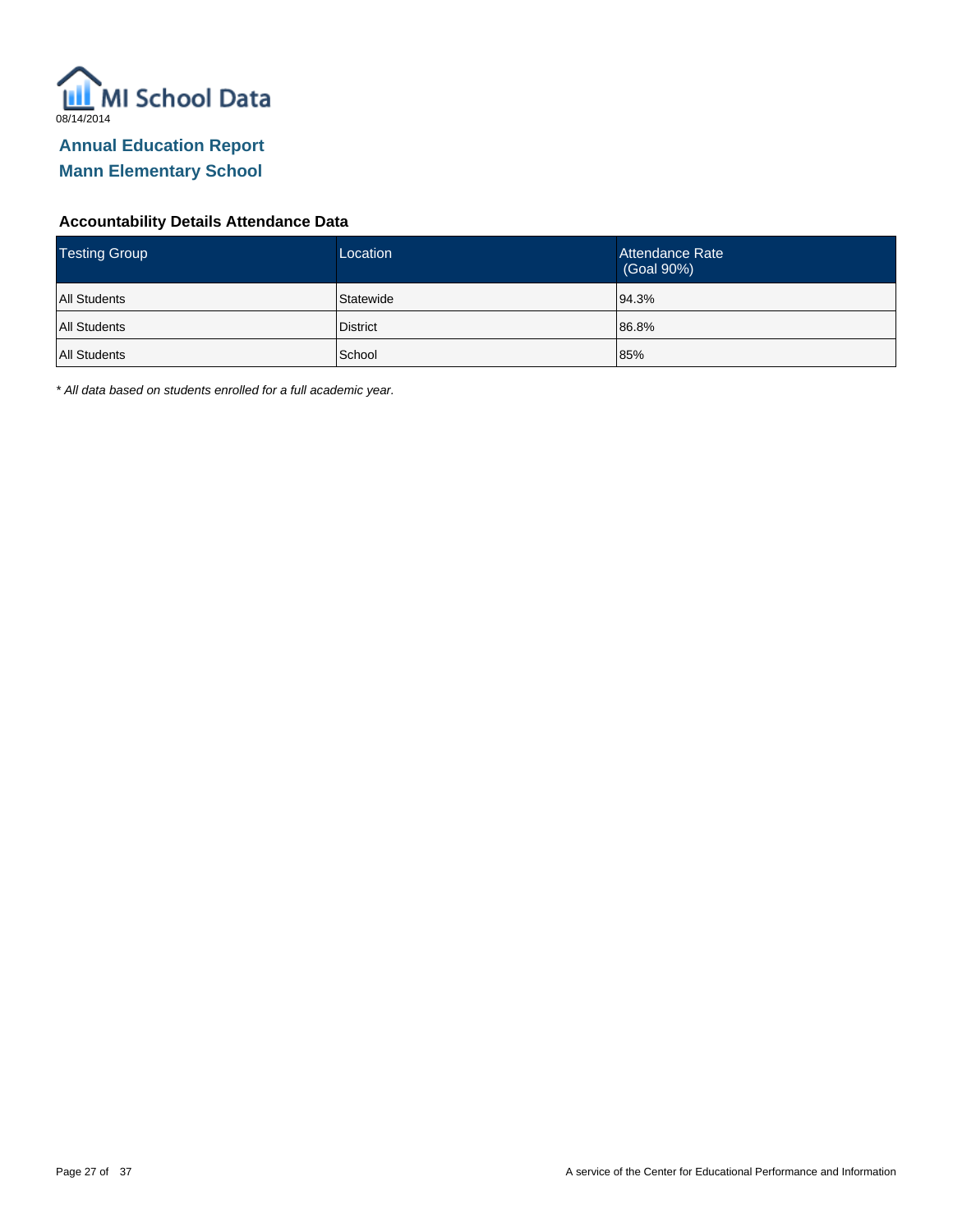MI School Data

08/14/2014

# Annual Education Report

## Mann Elementary School

### Accountability Details Attendance Data

| Testing Group | Location | Attendance Rate (Goal 90%) |
| --- | --- | --- |
| All Students | Statewide | 94.3% |
| All Students | District | 86.8% |
| All Students | School | 85% |

*\* All data based on students enrolled for a full academic year.*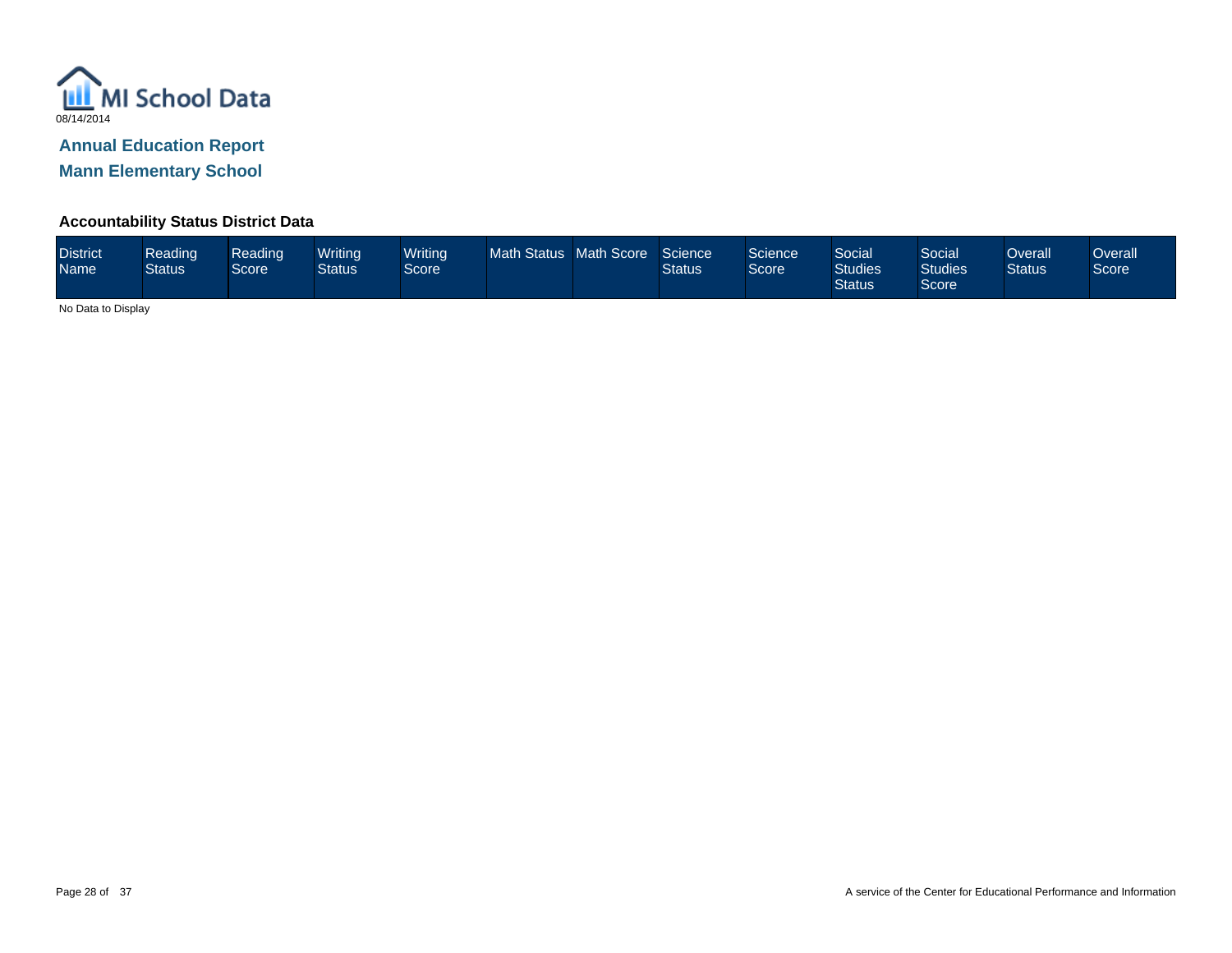MI School Data

08/14/2014

## Annual Education Report

## Mann Elementary School

### Accountability Status District Data

| District Name | Reading Status | Reading Score | Writing Status | Writing Score | Math Status | Math Score | Science Status | Science Score | Social Studies Status | Social Studies Score | Overall Status | Overall Score |
|---|---|---|---|---|---|---|---|---|---|---|---|---|

No Data to Display

A service of the Center for Educational Performance and Information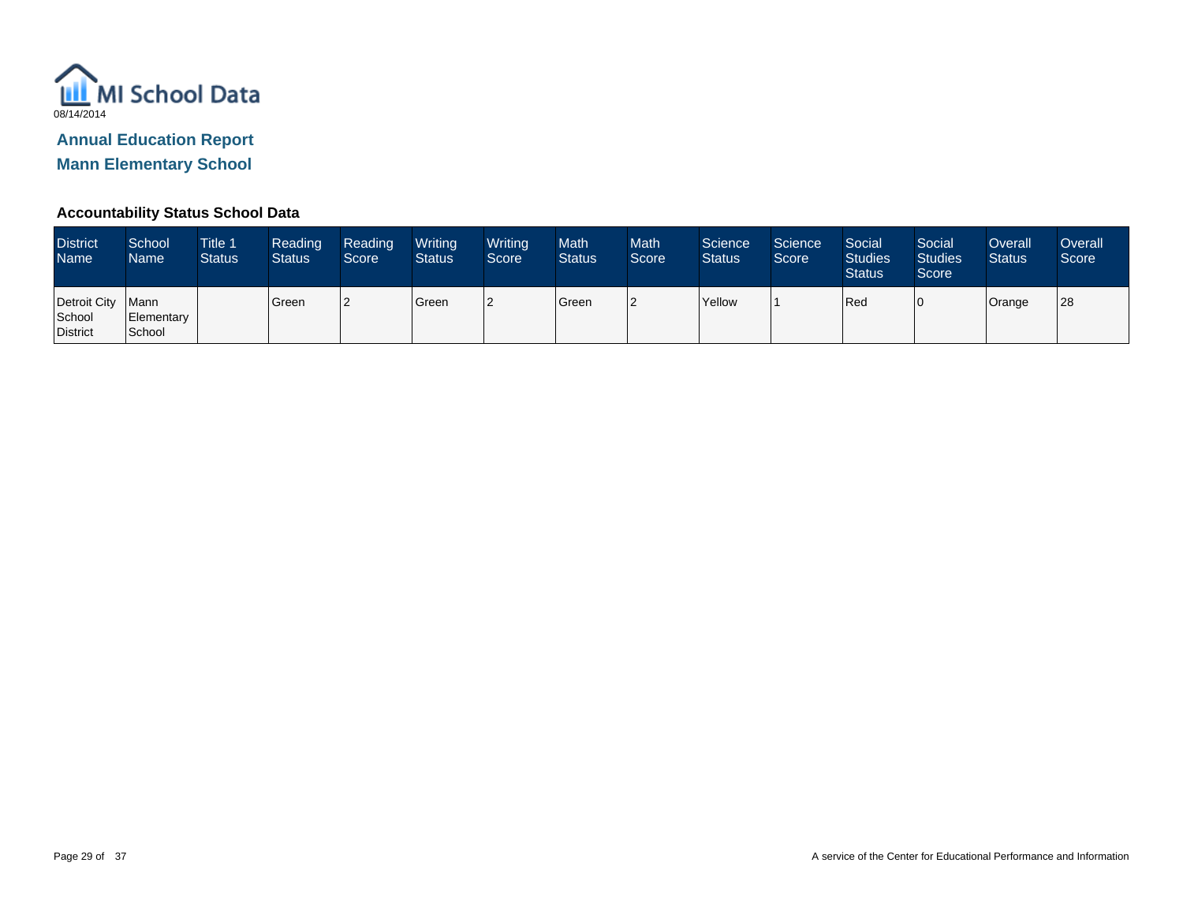MI School Data

08/14/2014

## Annual Education Report

## Mann Elementary School

### Accountability Status School Data

| District Name | School Name | Title 1 Status | Reading Status | Reading Score | Writing Status | Writing Score | Math Status | Math Score | Science Status | Science Score | Social Studies Status | Social Studies Score | Overall Status | Overall Score |
|---|---|---|---|---|---|---|---|---|---|---|---|---|---|---|
| Detroit City School District | Mann Elementary School | | Green | 2 | Green | 2 | Green | 2 | Yellow | 1 | Red | 0 | Orange | 28 |

A service of the Center for Educational Performance and Information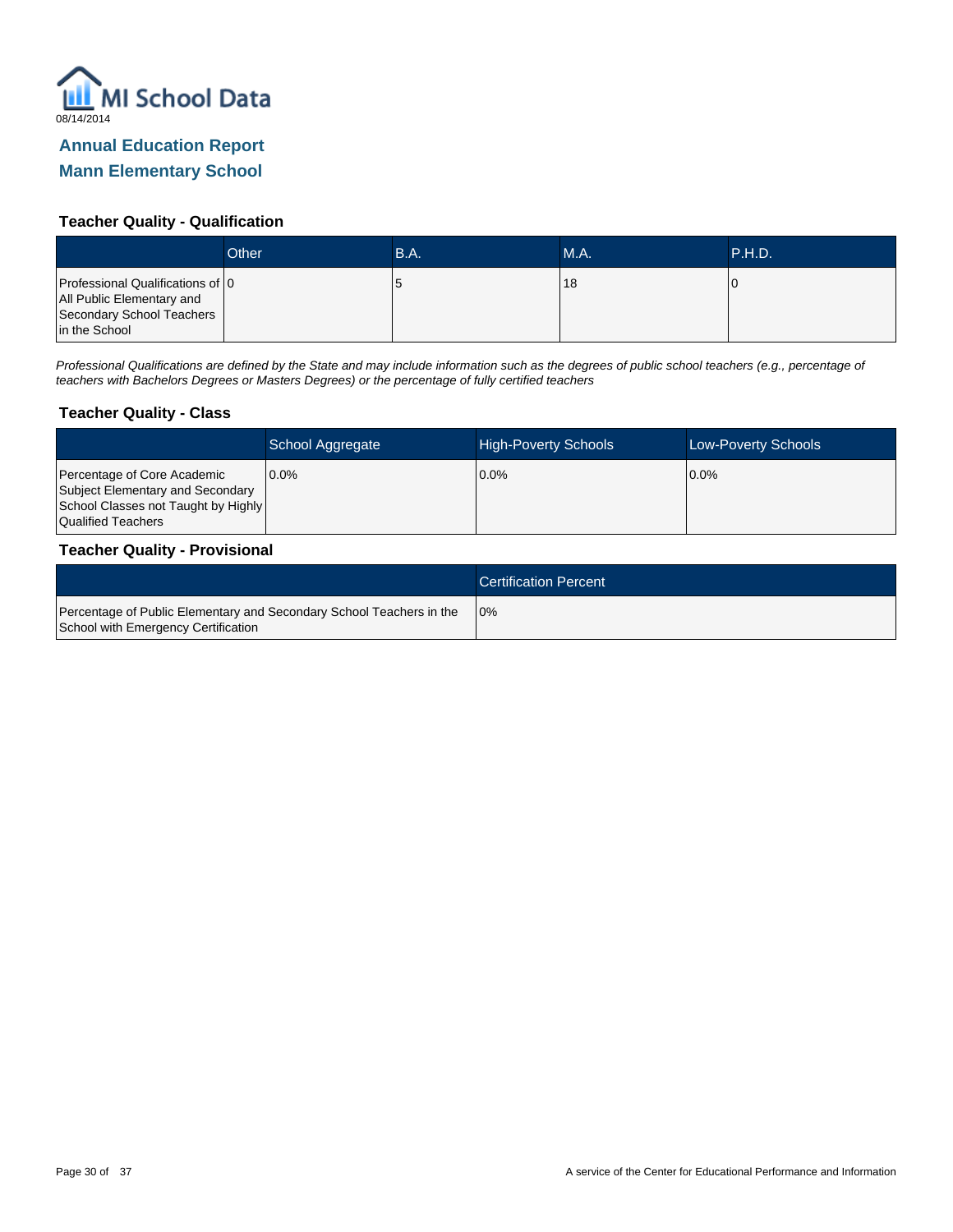MI School Data

08/14/2014

## Annual Education Report

## Mann Elementary School

### Teacher Quality - Qualification

| | Other | B.A. | M.A. | P.H.D. |
|---|---|---|---|---|
| Professional Qualifications of All Public Elementary and Secondary School Teachers in the School | 0 | 5 | 18 | 0 |

*Professional Qualifications are defined by the State and may include information such as the degrees of public school teachers (e.g., percentage of teachers with Bachelors Degrees or Masters Degrees) or the percentage of fully certified teachers*

### Teacher Quality - Class

| | School Aggregate | High-Poverty Schools | Low-Poverty Schools |
|---|---|---|---|
| Percentage of Core Academic Subject Elementary and Secondary School Classes not Taught by Highly Qualified Teachers | 0.0% | 0.0% | 0.0% |

### Teacher Quality - Provisional

| | Certification Percent |
|---|---|
| Percentage of Public Elementary and Secondary School Teachers in the School with Emergency Certification | 0% |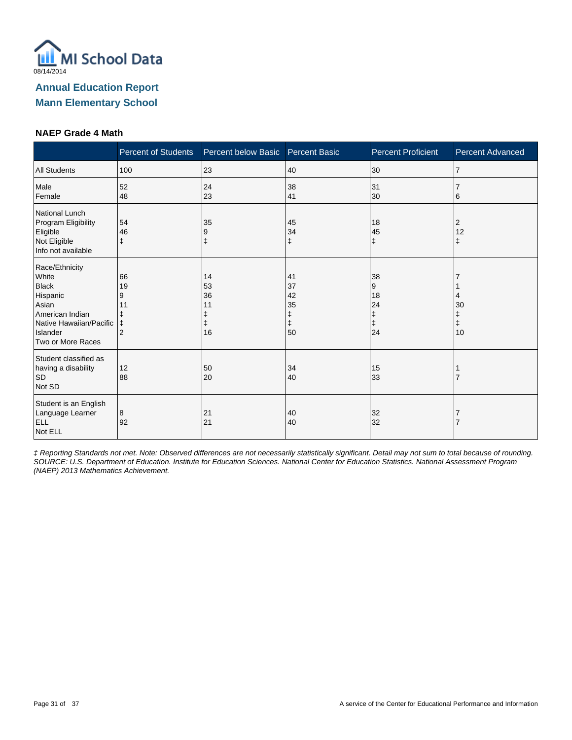MI School Data
08/14/2014

## Annual Education Report
## Mann Elementary School

### NAEP Grade 4 Math

| | Percent of Students | Percent below Basic | Percent Basic | Percent Proficient | Percent Advanced |
|---|---|---|---|---|---|
| All Students | 100 | 23 | 40 | 30 | 7 |
| Male | 52 | 24 | 38 | 31 | 7 |
| Female | 48 | 23 | 41 | 30 | 6 |
| National Lunch Program Eligibility | | | | | |
| Eligible | 54 | 35 | 45 | 18 | 2 |
| Not Eligible | 46 | 9 | 34 | 45 | 12 |
| Info not available | ‡ | ‡ | ‡ | ‡ | ‡ |
| Race/Ethnicity | | | | | |
| White | 66 | 14 | 41 | 38 | 7 |
| Black | 19 | 53 | 37 | 9 | 1 |
| Hispanic | 9 | 36 | 42 | 18 | 4 |
| Asian | 11 | 11 | 35 | 24 | 30 |
| American Indian | ‡ | ‡ | ‡ | ‡ | ‡ |
| Native Hawaiian/Pacific Islander | ‡ | ‡ | ‡ | ‡ | ‡ |
| Two or More Races | 2 | 16 | 50 | 24 | 10 |
| Student classified as having a disability | | | | | |
| SD | 12 | 50 | 34 | 15 | 1 |
| Not SD | 88 | 20 | 40 | 33 | 7 |
| Student is an English Language Learner | | | | | |
| ELL | 8 | 21 | 40 | 32 | 7 |
| Not ELL | 92 | 21 | 40 | 32 | 7 |

*‡ Reporting Standards not met. Note: Observed differences are not necessarily statistically significant. Detail may not sum to total because of rounding. SOURCE: U.S. Department of Education. Institute for Education Sciences. National Center for Education Statistics. National Assessment Program (NAEP) 2013 Mathematics Achievement.*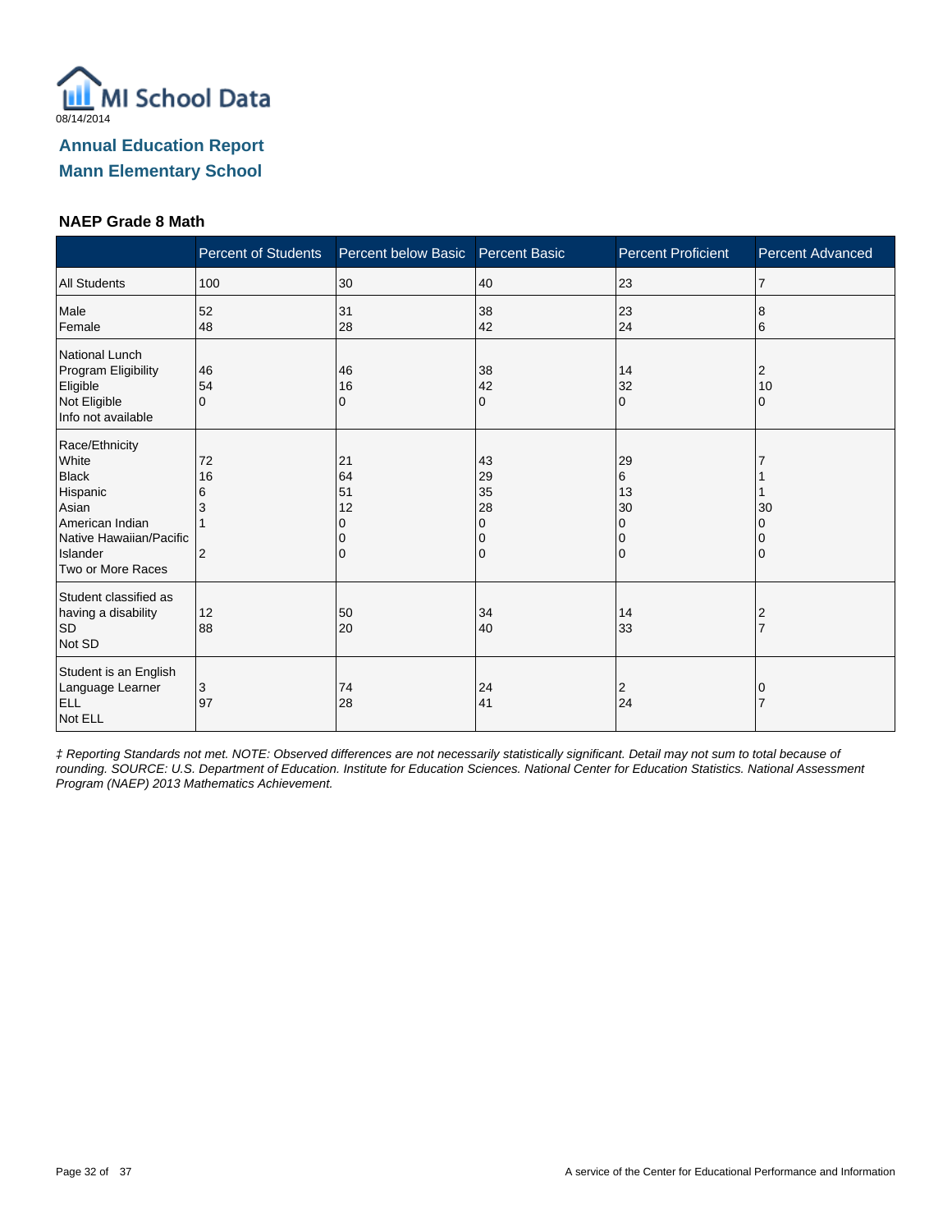08/14/2014

# Annual Education Report
# Mann Elementary School

### NAEP Grade 8 Math

| | Percent of Students | Percent below Basic | Percent Basic | Percent Proficient | Percent Advanced |
|---|---|---|---|---|---|
| All Students | 100 | 30 | 40 | 23 | 7 |
| Male | 52 | 31 | 38 | 23 | 8 |
| Female | 48 | 28 | 42 | 24 | 6 |
| National Lunch Program Eligibility | | | | | |
| Eligible | 46 | 46 | 38 | 14 | 2 |
| Not Eligible | 54 | 16 | 42 | 32 | 10 |
| Info not available | 0 | 0 | 0 | 0 | 0 |
| Race/Ethnicity | | | | | |
| White | 72 | 21 | 43 | 29 | 7 |
| Black | 16 | 64 | 29 | 6 | 1 |
| Hispanic | 6 | 51 | 35 | 13 | 1 |
| Asian | 3 | 12 | 28 | 30 | 30 |
| American Indian | 1 | 0 | 0 | 0 | 0 |
| Native Hawaiian/Pacific Islander | | 0 | 0 | 0 | 0 |
| Two or More Races | 2 | 0 | 0 | 0 | 0 |
| Student classified as having a disability | | | | | |
| SD | 12 | 50 | 34 | 14 | 2 |
| Not SD | 88 | 20 | 40 | 33 | 7 |
| Student is an English Language Learner | | | | | |
| ELL | 3 | 74 | 24 | 2 | 0 |
| Not ELL | 97 | 28 | 41 | 24 | 7 |

*‡ Reporting Standards not met. NOTE: Observed differences are not necessarily statistically significant. Detail may not sum to total because of rounding. SOURCE: U.S. Department of Education. Institute for Education Sciences. National Center for Education Statistics. National Assessment Program (NAEP) 2013 Mathematics Achievement.*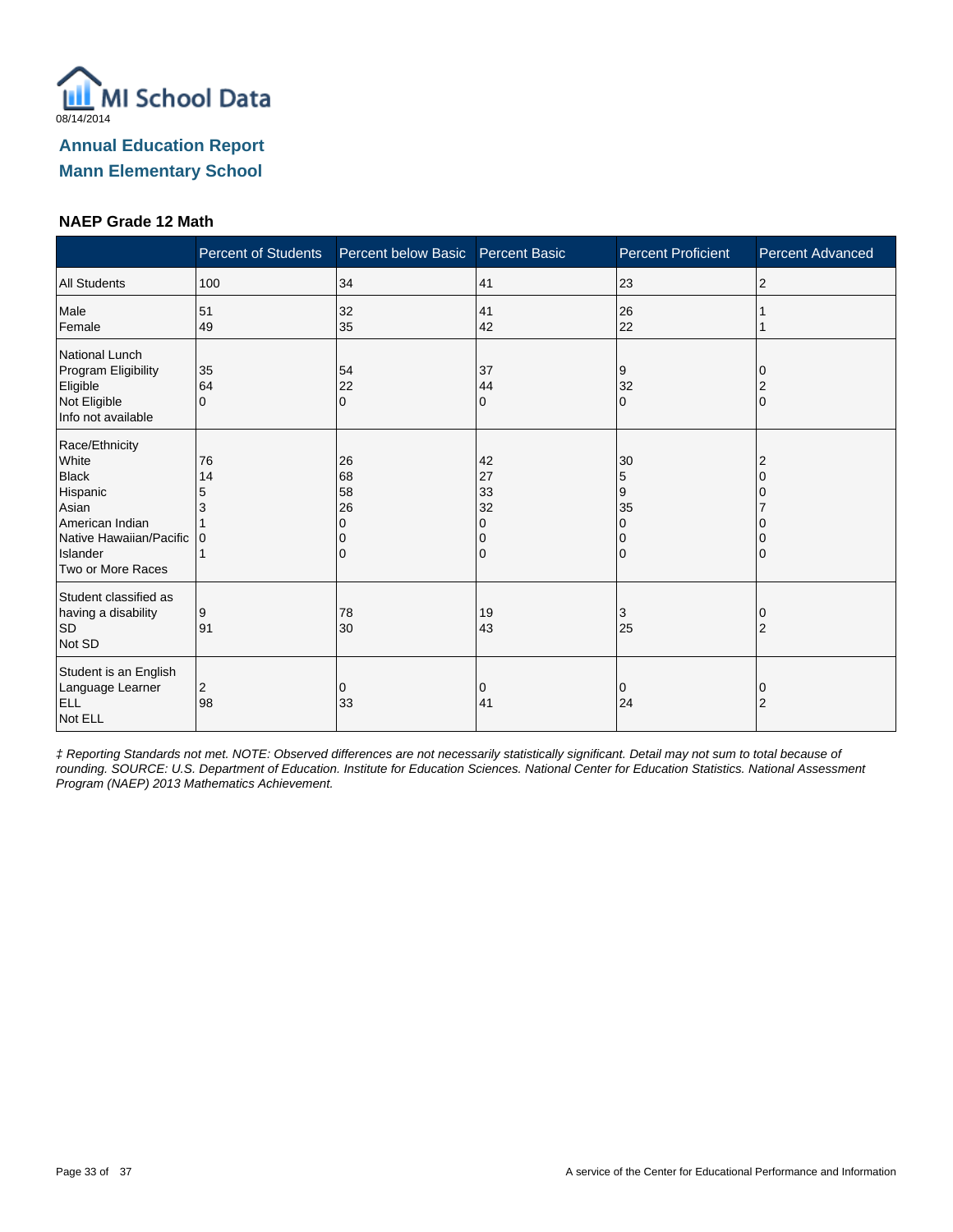MI School Data

08/14/2014

## Annual Education Report

## Mann Elementary School

### NAEP Grade 12 Math

| | Percent of Students | Percent below Basic | Percent Basic | Percent Proficient | Percent Advanced |
|---|---|---|---|---|---|
| All Students | 100 | 34 | 41 | 23 | 2 |
| Male | 51 | 32 | 41 | 26 | 1 |
| Female | 49 | 35 | 42 | 22 | 1 |
| National Lunch Program Eligibility | | | | | |
| Eligible | 35 | 54 | 37 | 9 | 0 |
| Not Eligible | 64 | 22 | 44 | 32 | 2 |
| Info not available | 0 | 0 | 0 | 0 | 0 |
| Race/Ethnicity | | | | | |
| White | 76 | 26 | 42 | 30 | 2 |
| Black | 14 | 68 | 27 | 5 | 0 |
| Hispanic | 5 | 58 | 33 | 9 | 0 |
| Asian | 3 | 26 | 32 | 35 | 7 |
| American Indian | 1 | 0 | 0 | 0 | 0 |
| Native Hawaiian/Pacific Islander | 0 | 0 | 0 | 0 | 0 |
| Two or More Races | 1 | 0 | 0 | 0 | 0 |
| Student classified as having a disability | | | | | |
| SD | 9 | 78 | 19 | 3 | 0 |
| Not SD | 91 | 30 | 43 | 25 | 2 |
| Student is an English Language Learner | | | | | |
| ELL | 2 | 0 | 0 | 0 | 0 |
| Not ELL | 98 | 33 | 41 | 24 | 2 |

*‡ Reporting Standards not met. NOTE: Observed differences are not necessarily statistically significant. Detail may not sum to total because of rounding. SOURCE: U.S. Department of Education. Institute for Education Sciences. National Center for Education Statistics. National Assessment Program (NAEP) 2013 Mathematics Achievement.*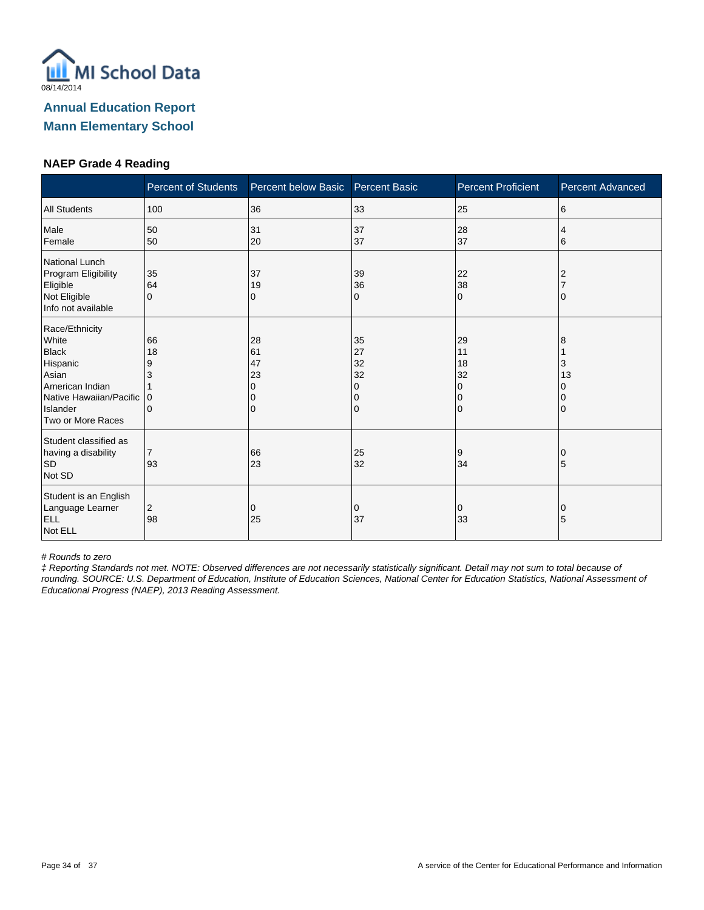08/14/2014

## Annual Education Report
## Mann Elementary School

### NAEP Grade 4 Reading

| | Percent of Students | Percent below Basic | Percent Basic | Percent Proficient | Percent Advanced |
|---|---|---|---|---|---|
| All Students | 100 | 36 | 33 | 25 | 6 |
| Male | 50 | 31 | 37 | 28 | 4 |
| Female | 50 | 20 | 37 | 37 | 6 |
| National Lunch Program Eligibility | | | | | |
| Eligible | 35 | 37 | 39 | 22 | 2 |
| Not Eligible | 64 | 19 | 36 | 38 | 7 |
| Info not available | 0 | 0 | 0 | 0 | 0 |
| Race/Ethnicity | | | | | |
| White | 66 | 28 | 35 | 29 | 8 |
| Black | 18 | 61 | 27 | 11 | 1 |
| Hispanic | 9 | 47 | 32 | 18 | 3 |
| Asian | 3 | 23 | 32 | 32 | 13 |
| American Indian | 1 | 0 | 0 | 0 | 0 |
| Native Hawaiian/Pacific Islander | 0 | 0 | 0 | 0 | 0 |
| Two or More Races | 0 | 0 | 0 | 0 | 0 |
| Student classified as having a disability | | | | | |
| SD | 7 | 66 | 25 | 9 | 0 |
| Not SD | 93 | 23 | 32 | 34 | 5 |
| Student is an English Language Learner | | | | | |
| ELL | 2 | 0 | 0 | 0 | 0 |
| Not ELL | 98 | 25 | 37 | 33 | 5 |

*# Rounds to zero*

*‡ Reporting Standards not met. NOTE: Observed differences are not necessarily statistically significant. Detail may not sum to total because of rounding. SOURCE: U.S. Department of Education, Institute of Education Sciences, National Center for Education Statistics, National Assessment of Educational Progress (NAEP), 2013 Reading Assessment.*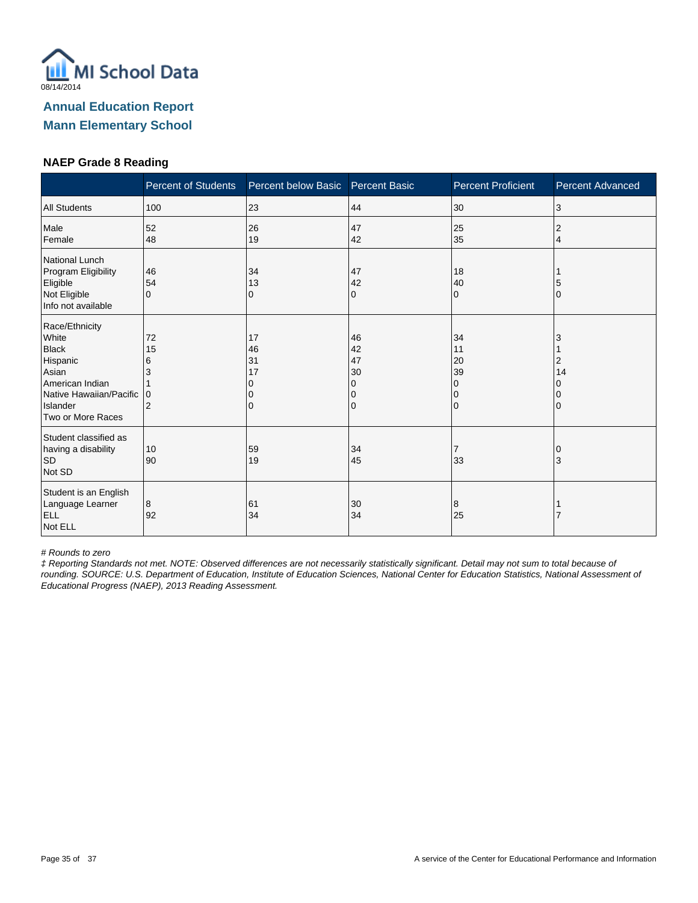# Annual Education Report

## Mann Elementary School

### NAEP Grade 8 Reading

| | Percent of Students | Percent below Basic | Percent Basic | Percent Proficient | Percent Advanced |
|---|---|---|---|---|---|
| All Students | 100 | 23 | 44 | 30 | 3 |
| Male | 52 | 26 | 47 | 25 | 2 |
| Female | 48 | 19 | 42 | 35 | 4 |
| National Lunch Program Eligibility | | | | | |
| Eligible | 46 | 34 | 47 | 18 | 1 |
| Not Eligible | 54 | 13 | 42 | 40 | 5 |
| Info not available | 0 | 0 | 0 | 0 | 0 |
| Race/Ethnicity | | | | | |
| White | 72 | 17 | 46 | 34 | 3 |
| Black | 15 | 46 | 42 | 11 | 1 |
| Hispanic | 6 | 31 | 47 | 20 | 2 |
| Asian | 3 | 17 | 30 | 39 | 14 |
| American Indian | 1 | 0 | 0 | 0 | 0 |
| Native Hawaiian/Pacific Islander | 0 | 0 | 0 | 0 | 0 |
| Two or More Races | 2 | 0 | 0 | 0 | 0 |
| Student classified as having a disability | | | | | |
| SD | 10 | 59 | 34 | 7 | 0 |
| Not SD | 90 | 19 | 45 | 33 | 3 |
| Student is an English Language Learner | | | | | |
| ELL | 8 | 61 | 30 | 8 | 1 |
| Not ELL | 92 | 34 | 34 | 25 | 7 |

*# Rounds to zero*

*‡ Reporting Standards not met. NOTE: Observed differences are not necessarily statistically significant. Detail may not sum to total because of rounding. SOURCE: U.S. Department of Education, Institute of Education Sciences, National Center for Education Statistics, National Assessment of Educational Progress (NAEP), 2013 Reading Assessment.*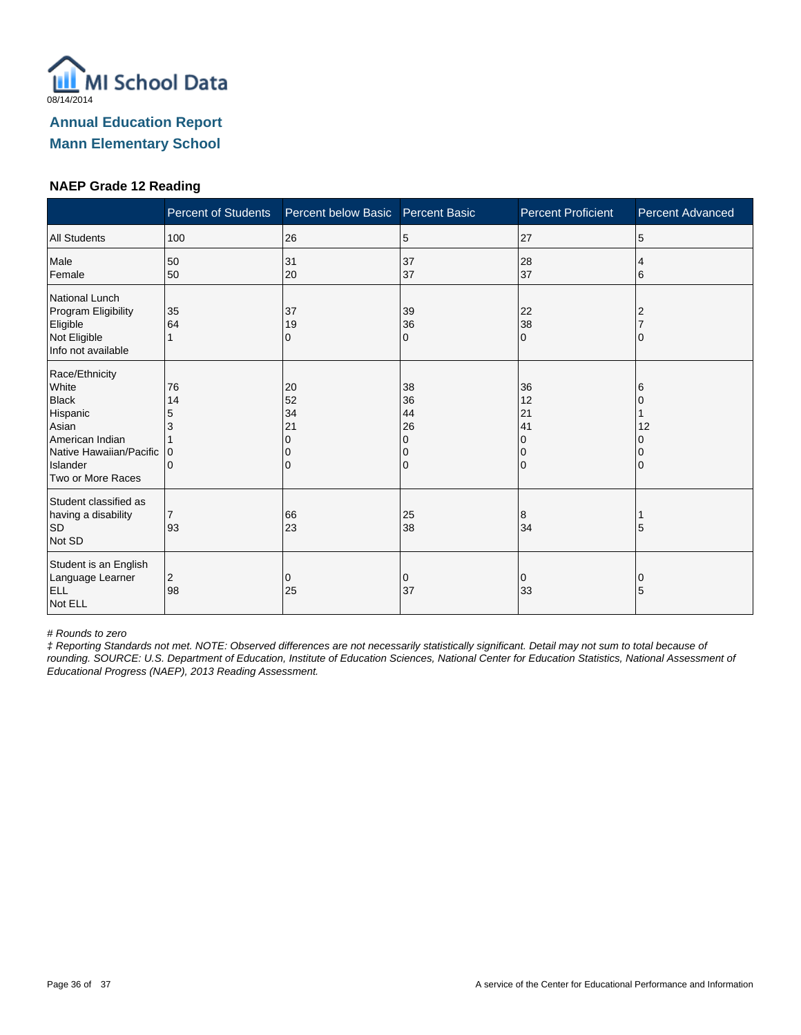08/14/2014

## Annual Education Report
## Mann Elementary School

### NAEP Grade 12 Reading

| | Percent of Students | Percent below Basic | Percent Basic | Percent Proficient | Percent Advanced |
|---|---|---|---|---|---|
| All Students | 100 | 26 | 5 | 27 | 5 |
| Male | 50 | 31 | 37 | 28 | 4 |
| Female | 50 | 20 | 37 | 37 | 6 |
| National Lunch Program Eligibility | | | | | |
| Eligible | 35 | 37 | 39 | 22 | 2 |
| Not Eligible | 64 | 19 | 36 | 38 | 7 |
| Info not available | 1 | 0 | 0 | 0 | 0 |
| Race/Ethnicity | | | | | |
| White | 76 | 20 | 38 | 36 | 6 |
| Black | 14 | 52 | 36 | 12 | 0 |
| Hispanic | 5 | 34 | 44 | 21 | 1 |
| Asian | 3 | 21 | 26 | 41 | 12 |
| American Indian | 1 | 0 | 0 | 0 | 0 |
| Native Hawaiian/Pacific Islander | 0 | 0 | 0 | 0 | 0 |
| Two or More Races | 0 | 0 | 0 | 0 | 0 |
| Student classified as having a disability | | | | | |
| SD | 7 | 66 | 25 | 8 | 1 |
| Not SD | 93 | 23 | 38 | 34 | 5 |
| Student is an English Language Learner | | | | | |
| ELL | 2 | 0 | 0 | 0 | 0 |
| Not ELL | 98 | 25 | 37 | 33 | 5 |

*# Rounds to zero*

*‡ Reporting Standards not met. NOTE: Observed differences are not necessarily statistically significant. Detail may not sum to total because of rounding. SOURCE: U.S. Department of Education, Institute of Education Sciences, National Center for Education Statistics, National Assessment of Educational Progress (NAEP), 2013 Reading Assessment.*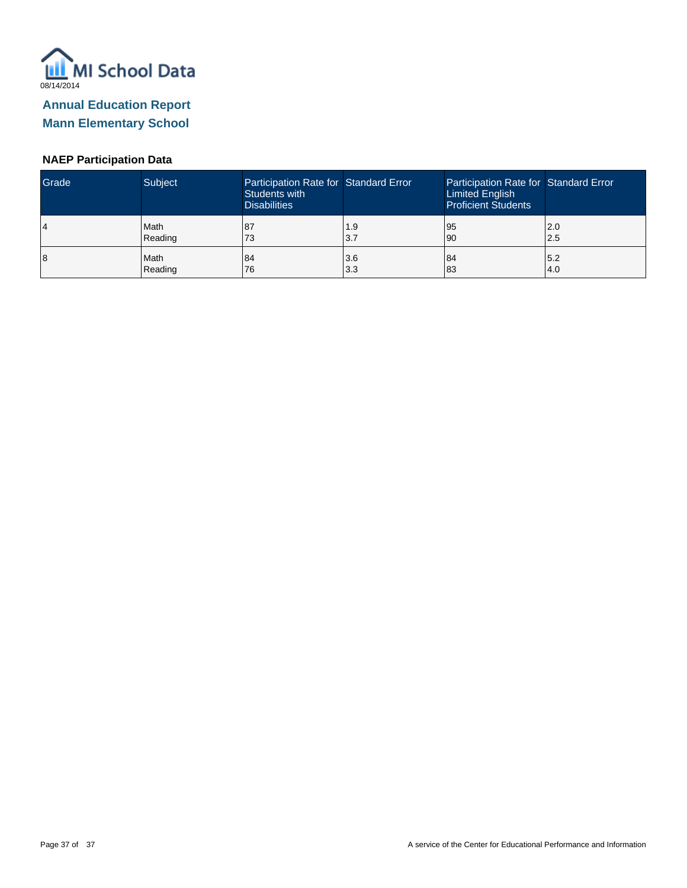MI School Data

08/14/2014

## Annual Education Report
## Mann Elementary School

### NAEP Participation Data

| Grade | Subject | Participation Rate for Students with Disabilities | Standard Error | Participation Rate for Limited English Proficient Students | Standard Error |
|---|---|---|---|---|---|
| 4 | Math<br>Reading | 87<br>73 | 1.9<br>3.7 | 95<br>90 | 2.0<br>2.5 |
| 8 | Math<br>Reading | 84<br>76 | 3.6<br>3.3 | 84<br>83 | 5.2<br>4.0 |

A service of the Center for Educational Performance and Information